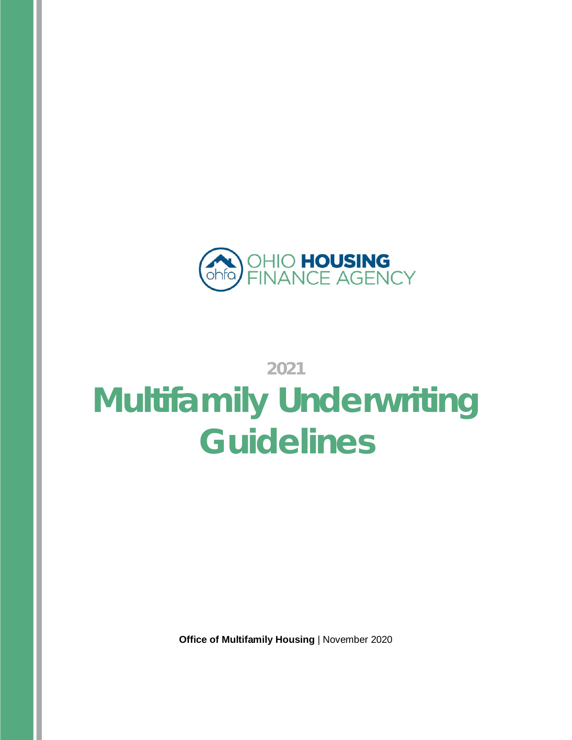OHIO HOUSING FINANCE AGENCY

2021

# Multifamily Underwriting Guidelines

**Office of Multifamily Housing** | November 2020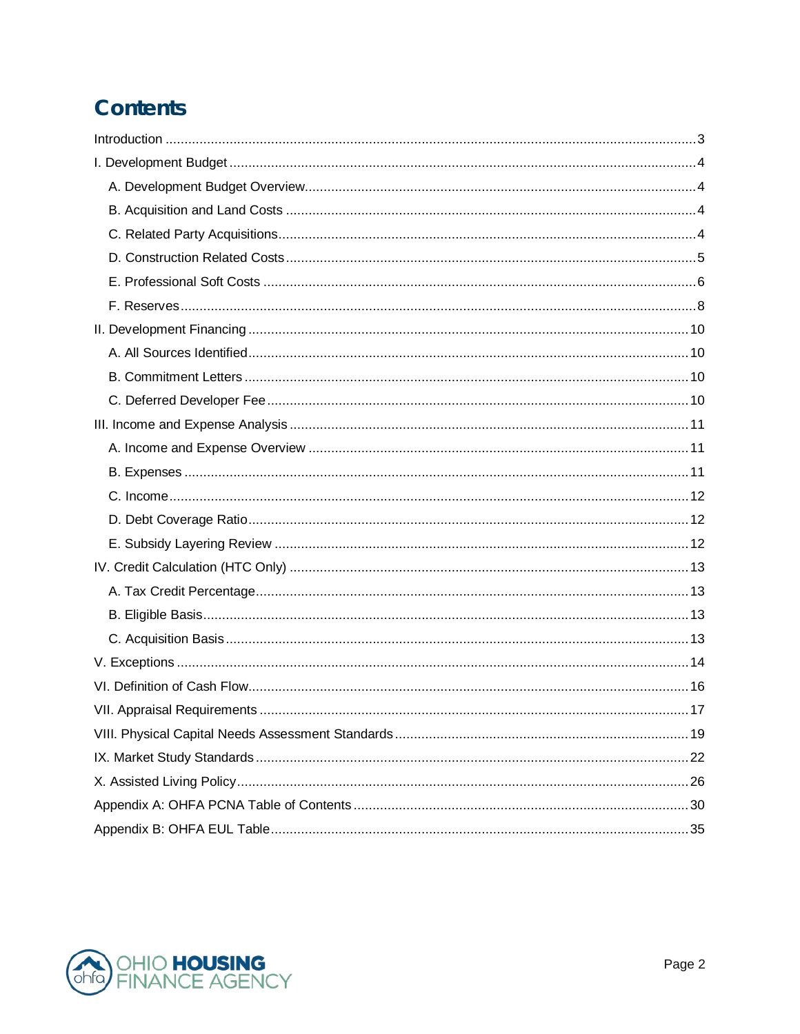# Contents

- Introduction ........ 3
- I. Development Budget ........ 4
  - A. Development Budget Overview ........ 4
  - B. Acquisition and Land Costs ........ 4
  - C. Related Party Acquisitions ........ 4
  - D. Construction Related Costs ........ 5
  - E. Professional Soft Costs ........ 6
  - F. Reserves ........ 8
- II. Development Financing ........ 10
  - A. All Sources Identified ........ 10
  - B. Commitment Letters ........ 10
  - C. Deferred Developer Fee ........ 10
- III. Income and Expense Analysis ........ 11
  - A. Income and Expense Overview ........ 11
  - B. Expenses ........ 11
  - C. Income ........ 12
  - D. Debt Coverage Ratio ........ 12
  - E. Subsidy Layering Review ........ 12
- IV. Credit Calculation (HTC Only) ........ 13
  - A. Tax Credit Percentage ........ 13
  - B. Eligible Basis ........ 13
  - C. Acquisition Basis ........ 13
- V. Exceptions ........ 14
- VI. Definition of Cash Flow ........ 16
- VII. Appraisal Requirements ........ 17
- VIII. Physical Capital Needs Assessment Standards ........ 19
- IX. Market Study Standards ........ 22
- X. Assisted Living Policy ........ 26
- Appendix A: OHFA PCNA Table of Contents ........ 30
- Appendix B: OHFA EUL Table ........ 35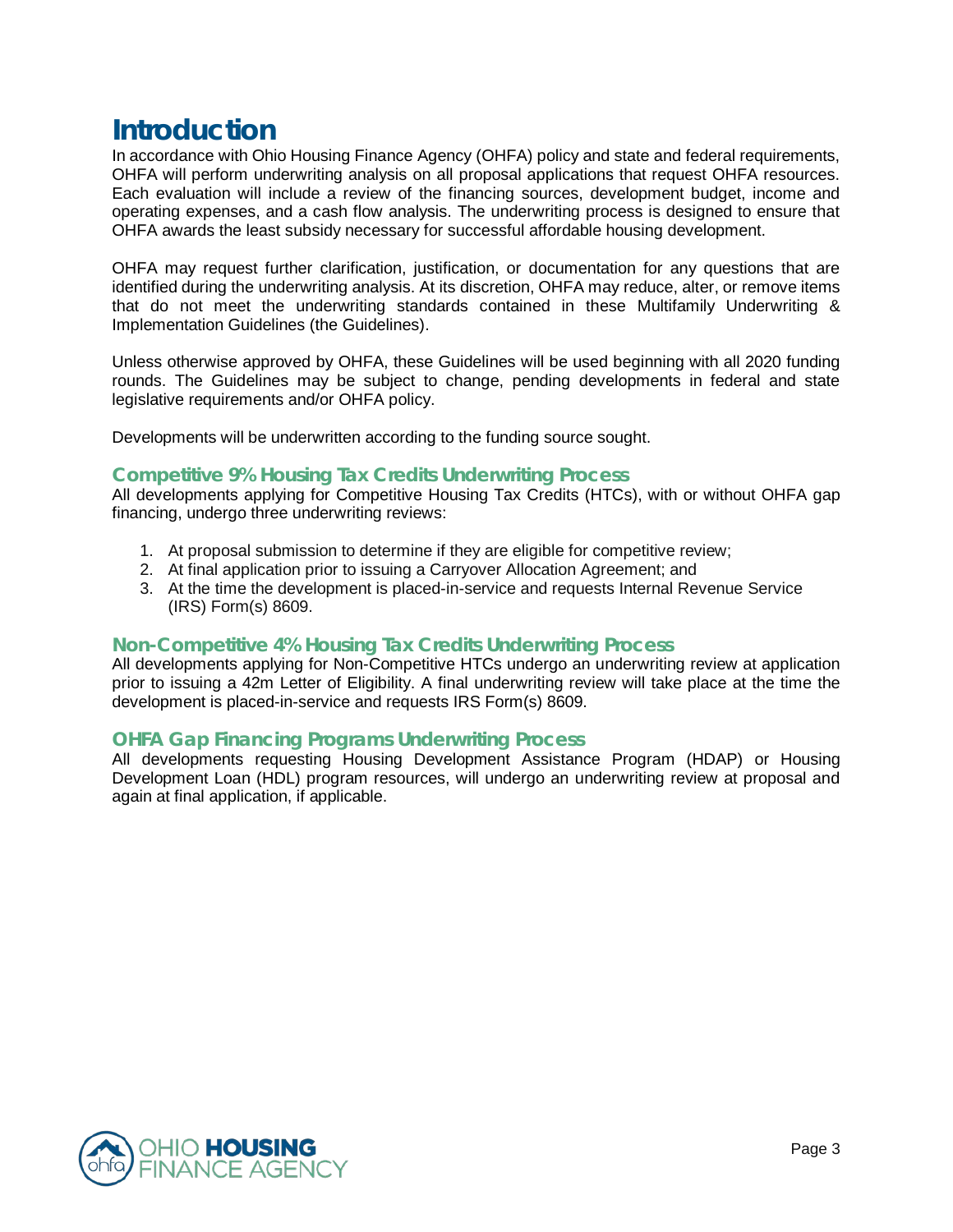# Introduction

In accordance with Ohio Housing Finance Agency (OHFA) policy and state and federal requirements, OHFA will perform underwriting analysis on all proposal applications that request OHFA resources. Each evaluation will include a review of the financing sources, development budget, income and operating expenses, and a cash flow analysis. The underwriting process is designed to ensure that OHFA awards the least subsidy necessary for successful affordable housing development.

OHFA may request further clarification, justification, or documentation for any questions that are identified during the underwriting analysis. At its discretion, OHFA may reduce, alter, or remove items that do not meet the underwriting standards contained in these Multifamily Underwriting & Implementation Guidelines (the Guidelines).

Unless otherwise approved by OHFA, these Guidelines will be used beginning with all 2020 funding rounds. The Guidelines may be subject to change, pending developments in federal and state legislative requirements and/or OHFA policy.

Developments will be underwritten according to the funding source sought.

## Competitive 9% Housing Tax Credits Underwriting Process

All developments applying for Competitive Housing Tax Credits (HTCs), with or without OHFA gap financing, undergo three underwriting reviews:

1. At proposal submission to determine if they are eligible for competitive review;
2. At final application prior to issuing a Carryover Allocation Agreement; and
3. At the time the development is placed-in-service and requests Internal Revenue Service (IRS) Form(s) 8609.

## Non-Competitive 4% Housing Tax Credits Underwriting Process

All developments applying for Non-Competitive HTCs undergo an underwriting review at application prior to issuing a 42m Letter of Eligibility. A final underwriting review will take place at the time the development is placed-in-service and requests IRS Form(s) 8609.

## OHFA Gap Financing Programs Underwriting Process

All developments requesting Housing Development Assistance Program (HDAP) or Housing Development Loan (HDL) program resources, will undergo an underwriting review at proposal and again at final application, if applicable.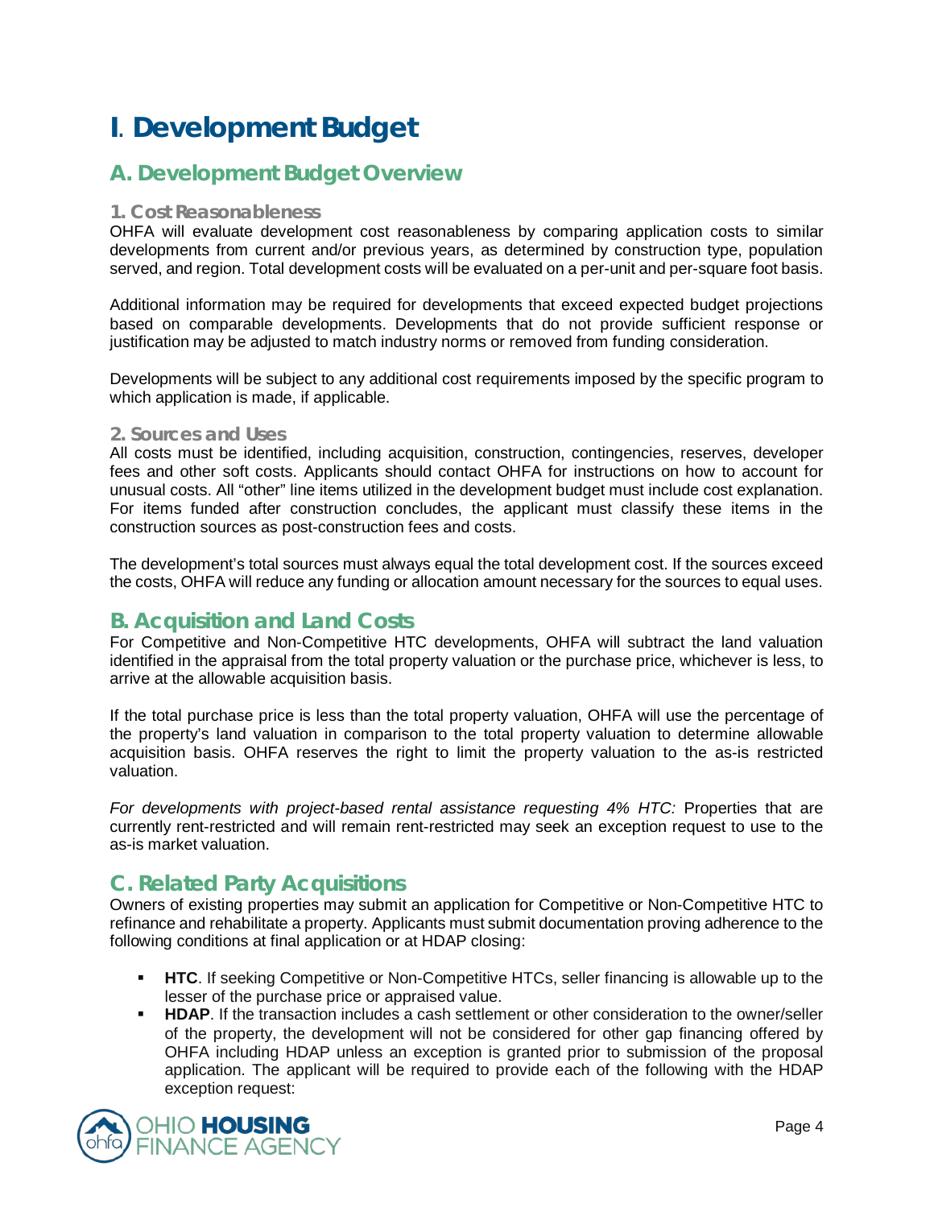# I. Development Budget

## A. Development Budget Overview

### 1. Cost Reasonableness

OHFA will evaluate development cost reasonableness by comparing application costs to similar developments from current and/or previous years, as determined by construction type, population served, and region. Total development costs will be evaluated on a per-unit and per-square foot basis.

Additional information may be required for developments that exceed expected budget projections based on comparable developments. Developments that do not provide sufficient response or justification may be adjusted to match industry norms or removed from funding consideration.

Developments will be subject to any additional cost requirements imposed by the specific program to which application is made, if applicable.

### 2. Sources and Uses

All costs must be identified, including acquisition, construction, contingencies, reserves, developer fees and other soft costs. Applicants should contact OHFA for instructions on how to account for unusual costs. All "other" line items utilized in the development budget must include cost explanation. For items funded after construction concludes, the applicant must classify these items in the construction sources as post-construction fees and costs.

The development's total sources must always equal the total development cost. If the sources exceed the costs, OHFA will reduce any funding or allocation amount necessary for the sources to equal uses.

## B. Acquisition and Land Costs

For Competitive and Non-Competitive HTC developments, OHFA will subtract the land valuation identified in the appraisal from the total property valuation or the purchase price, whichever is less, to arrive at the allowable acquisition basis.

If the total purchase price is less than the total property valuation, OHFA will use the percentage of the property's land valuation in comparison to the total property valuation to determine allowable acquisition basis. OHFA reserves the right to limit the property valuation to the as-is restricted valuation.

*For developments with project-based rental assistance requesting 4% HTC:* Properties that are currently rent-restricted and will remain rent-restricted may seek an exception request to use to the as-is market valuation.

## C. Related Party Acquisitions

Owners of existing properties may submit an application for Competitive or Non-Competitive HTC to refinance and rehabilitate a property. Applicants must submit documentation proving adherence to the following conditions at final application or at HDAP closing:

- **HTC**. If seeking Competitive or Non-Competitive HTCs, seller financing is allowable up to the lesser of the purchase price or appraised value.
- **HDAP**. If the transaction includes a cash settlement or other consideration to the owner/seller of the property, the development will not be considered for other gap financing offered by OHFA including HDAP unless an exception is granted prior to submission of the proposal application. The applicant will be required to provide each of the following with the HDAP exception request: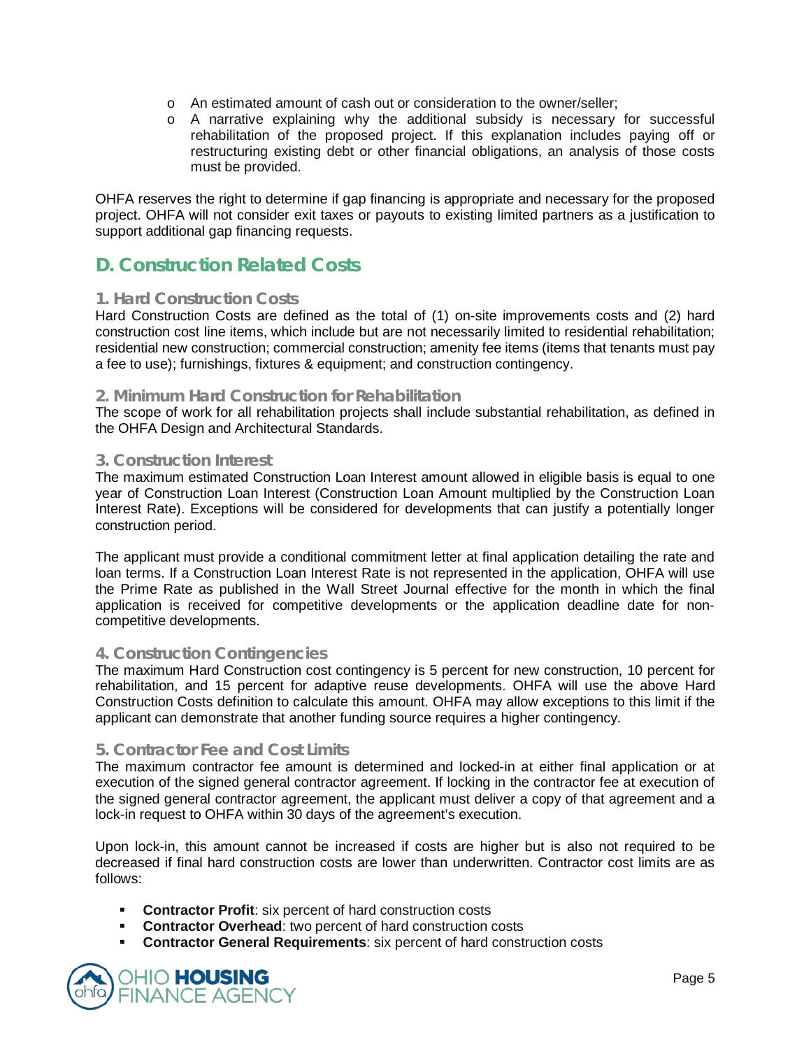- An estimated amount of cash out or consideration to the owner/seller;
- A narrative explaining why the additional subsidy is necessary for successful rehabilitation of the proposed project. If this explanation includes paying off or restructuring existing debt or other financial obligations, an analysis of those costs must be provided.

OHFA reserves the right to determine if gap financing is appropriate and necessary for the proposed project. OHFA will not consider exit taxes or payouts to existing limited partners as a justification to support additional gap financing requests.

## D. Construction Related Costs

### 1. Hard Construction Costs

Hard Construction Costs are defined as the total of (1) on-site improvements costs and (2) hard construction cost line items, which include but are not necessarily limited to residential rehabilitation; residential new construction; commercial construction; amenity fee items (items that tenants must pay a fee to use); furnishings, fixtures & equipment; and construction contingency.

### 2. Minimum Hard Construction for Rehabilitation

The scope of work for all rehabilitation projects shall include substantial rehabilitation, as defined in the OHFA Design and Architectural Standards.

### 3. Construction Interest

The maximum estimated Construction Loan Interest amount allowed in eligible basis is equal to one year of Construction Loan Interest (Construction Loan Amount multiplied by the Construction Loan Interest Rate). Exceptions will be considered for developments that can justify a potentially longer construction period.

The applicant must provide a conditional commitment letter at final application detailing the rate and loan terms. If a Construction Loan Interest Rate is not represented in the application, OHFA will use the Prime Rate as published in the Wall Street Journal effective for the month in which the final application is received for competitive developments or the application deadline date for non-competitive developments.

### 4. Construction Contingencies

The maximum Hard Construction cost contingency is 5 percent for new construction, 10 percent for rehabilitation, and 15 percent for adaptive reuse developments. OHFA will use the above Hard Construction Costs definition to calculate this amount. OHFA may allow exceptions to this limit if the applicant can demonstrate that another funding source requires a higher contingency.

### 5. Contractor Fee and Cost Limits

The maximum contractor fee amount is determined and locked-in at either final application or at execution of the signed general contractor agreement. If locking in the contractor fee at execution of the signed general contractor agreement, the applicant must deliver a copy of that agreement and a lock-in request to OHFA within 30 days of the agreement's execution.

Upon lock-in, this amount cannot be increased if costs are higher but is also not required to be decreased if final hard construction costs are lower than underwritten. Contractor cost limits are as follows:

- **Contractor Profit**: six percent of hard construction costs
- **Contractor Overhead**: two percent of hard construction costs
- **Contractor General Requirements**: six percent of hard construction costs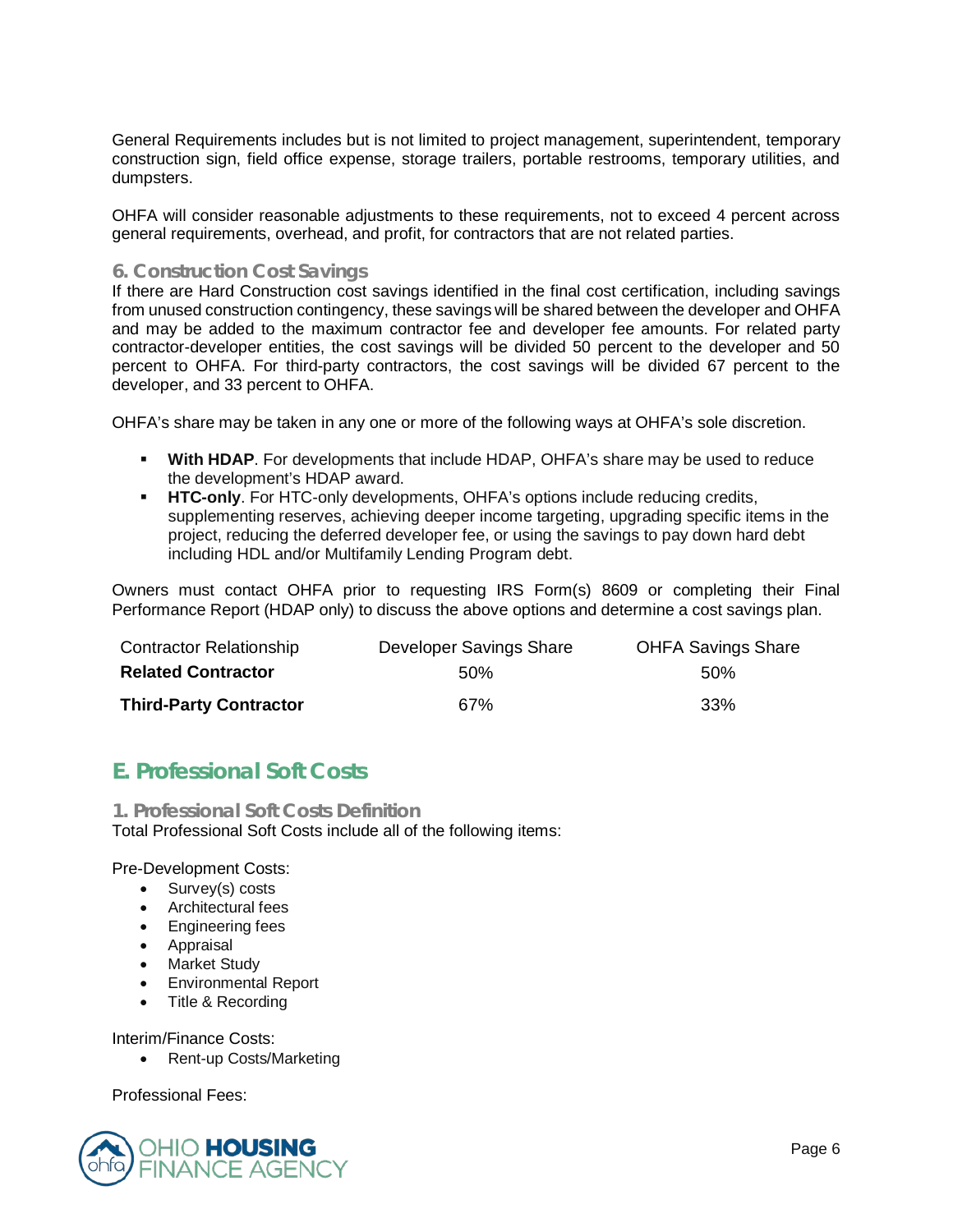General Requirements includes but is not limited to project management, superintendent, temporary construction sign, field office expense, storage trailers, portable restrooms, temporary utilities, and dumpsters.

OHFA will consider reasonable adjustments to these requirements, not to exceed 4 percent across general requirements, overhead, and profit, for contractors that are not related parties.

### 6. Construction Cost Savings

If there are Hard Construction cost savings identified in the final cost certification, including savings from unused construction contingency, these savings will be shared between the developer and OHFA and may be added to the maximum contractor fee and developer fee amounts. For related party contractor-developer entities, the cost savings will be divided 50 percent to the developer and 50 percent to OHFA. For third-party contractors, the cost savings will be divided 67 percent to the developer, and 33 percent to OHFA.

OHFA's share may be taken in any one or more of the following ways at OHFA's sole discretion.

- **With HDAP**. For developments that include HDAP, OHFA's share may be used to reduce the development's HDAP award.
- **HTC-only**. For HTC-only developments, OHFA's options include reducing credits, supplementing reserves, achieving deeper income targeting, upgrading specific items in the project, reducing the deferred developer fee, or using the savings to pay down hard debt including HDL and/or Multifamily Lending Program debt.

Owners must contact OHFA prior to requesting IRS Form(s) 8609 or completing their Final Performance Report (HDAP only) to discuss the above options and determine a cost savings plan.

| Contractor Relationship | Developer Savings Share | OHFA Savings Share |
|---|---|---|
| **Related Contractor** | 50% | 50% |
| **Third-Party Contractor** | 67% | 33% |

## E. Professional Soft Costs

### 1. Professional Soft Costs Definition

Total Professional Soft Costs include all of the following items:

Pre-Development Costs:

- Survey(s) costs
- Architectural fees
- Engineering fees
- Appraisal
- Market Study
- Environmental Report
- Title & Recording

Interim/Finance Costs:

- Rent-up Costs/Marketing

Professional Fees: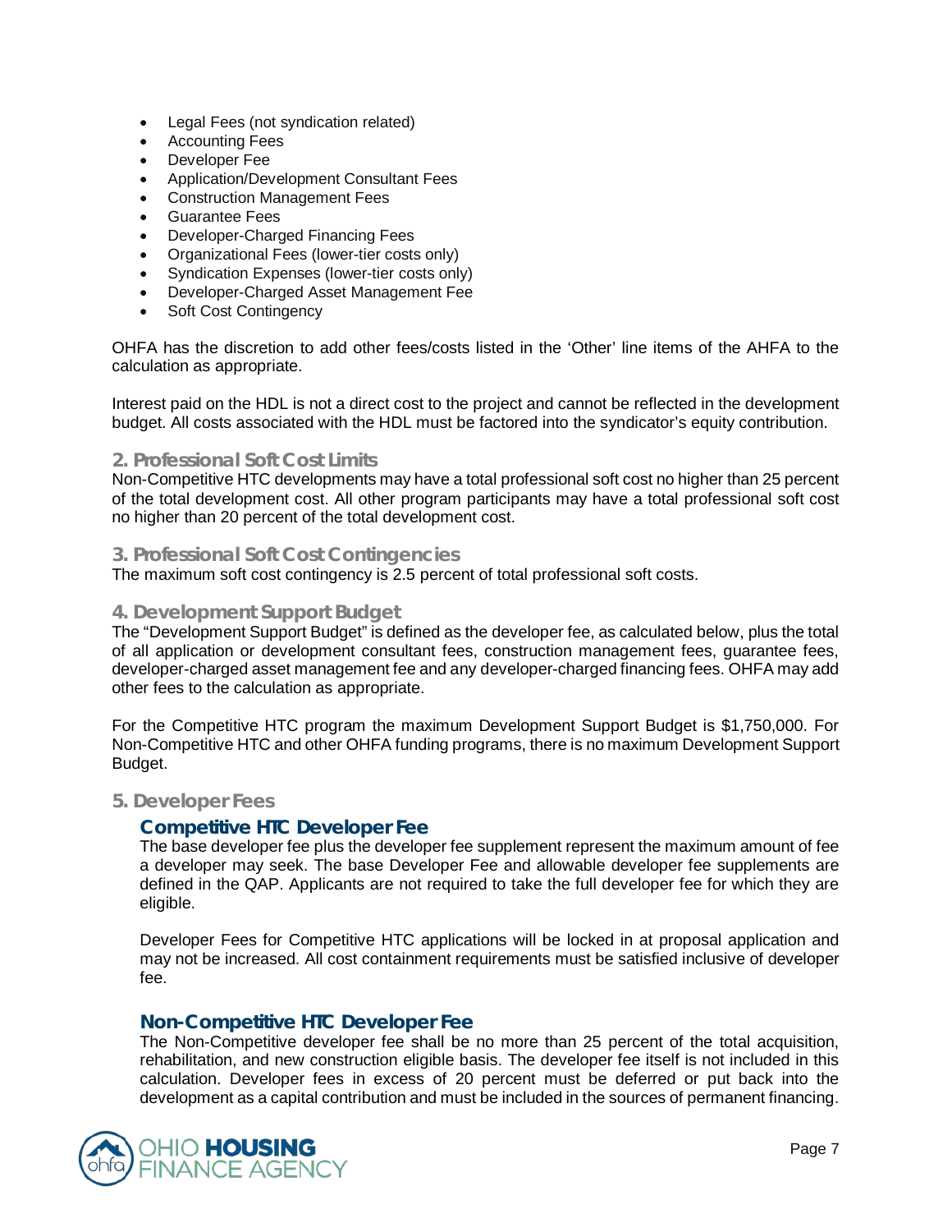- Legal Fees (not syndication related)
- Accounting Fees
- Developer Fee
- Application/Development Consultant Fees
- Construction Management Fees
- Guarantee Fees
- Developer-Charged Financing Fees
- Organizational Fees (lower-tier costs only)
- Syndication Expenses (lower-tier costs only)
- Developer-Charged Asset Management Fee
- Soft Cost Contingency

OHFA has the discretion to add other fees/costs listed in the 'Other' line items of the AHFA to the calculation as appropriate.

Interest paid on the HDL is not a direct cost to the project and cannot be reflected in the development budget. All costs associated with the HDL must be factored into the syndicator's equity contribution.

## 2. Professional Soft Cost Limits

Non-Competitive HTC developments may have a total professional soft cost no higher than 25 percent of the total development cost. All other program participants may have a total professional soft cost no higher than 20 percent of the total development cost.

## 3. Professional Soft Cost Contingencies

The maximum soft cost contingency is 2.5 percent of total professional soft costs.

## 4. Development Support Budget

The "Development Support Budget" is defined as the developer fee, as calculated below, plus the total of all application or development consultant fees, construction management fees, guarantee fees, developer-charged asset management fee and any developer-charged financing fees. OHFA may add other fees to the calculation as appropriate.

For the Competitive HTC program the maximum Development Support Budget is $1,750,000. For Non-Competitive HTC and other OHFA funding programs, there is no maximum Development Support Budget.

## 5. Developer Fees

### Competitive HTC Developer Fee

The base developer fee plus the developer fee supplement represent the maximum amount of fee a developer may seek. The base Developer Fee and allowable developer fee supplements are defined in the QAP. Applicants are not required to take the full developer fee for which they are eligible.

Developer Fees for Competitive HTC applications will be locked in at proposal application and may not be increased. All cost containment requirements must be satisfied inclusive of developer fee.

### Non-Competitive HTC Developer Fee

The Non-Competitive developer fee shall be no more than 25 percent of the total acquisition, rehabilitation, and new construction eligible basis. The developer fee itself is not included in this calculation. Developer fees in excess of 20 percent must be deferred or put back into the development as a capital contribution and must be included in the sources of permanent financing.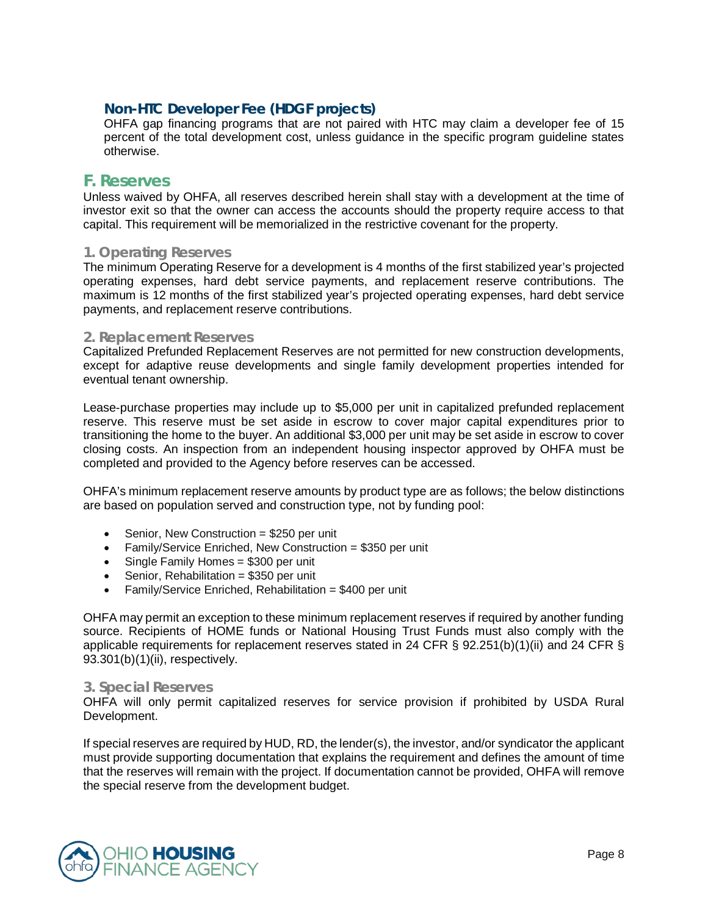### Non-HTC Developer Fee (HDGF projects)

OHFA gap financing programs that are not paired with HTC may claim a developer fee of 15 percent of the total development cost, unless guidance in the specific program guideline states otherwise.

## F. Reserves

Unless waived by OHFA, all reserves described herein shall stay with a development at the time of investor exit so that the owner can access the accounts should the property require access to that capital. This requirement will be memorialized in the restrictive covenant for the property.

### 1. Operating Reserves

The minimum Operating Reserve for a development is 4 months of the first stabilized year's projected operating expenses, hard debt service payments, and replacement reserve contributions. The maximum is 12 months of the first stabilized year's projected operating expenses, hard debt service payments, and replacement reserve contributions.

### 2. Replacement Reserves

Capitalized Prefunded Replacement Reserves are not permitted for new construction developments, except for adaptive reuse developments and single family development properties intended for eventual tenant ownership.

Lease-purchase properties may include up to $5,000 per unit in capitalized prefunded replacement reserve. This reserve must be set aside in escrow to cover major capital expenditures prior to transitioning the home to the buyer. An additional $3,000 per unit may be set aside in escrow to cover closing costs. An inspection from an independent housing inspector approved by OHFA must be completed and provided to the Agency before reserves can be accessed.

OHFA's minimum replacement reserve amounts by product type are as follows; the below distinctions are based on population served and construction type, not by funding pool:

- Senior, New Construction = $250 per unit
- Family/Service Enriched, New Construction = $350 per unit
- Single Family Homes = $300 per unit
- Senior, Rehabilitation = $350 per unit
- Family/Service Enriched, Rehabilitation = $400 per unit

OHFA may permit an exception to these minimum replacement reserves if required by another funding source. Recipients of HOME funds or National Housing Trust Funds must also comply with the applicable requirements for replacement reserves stated in 24 CFR § 92.251(b)(1)(ii) and 24 CFR § 93.301(b)(1)(ii), respectively.

### 3. Special Reserves

OHFA will only permit capitalized reserves for service provision if prohibited by USDA Rural Development.

If special reserves are required by HUD, RD, the lender(s), the investor, and/or syndicator the applicant must provide supporting documentation that explains the requirement and defines the amount of time that the reserves will remain with the project. If documentation cannot be provided, OHFA will remove the special reserve from the development budget.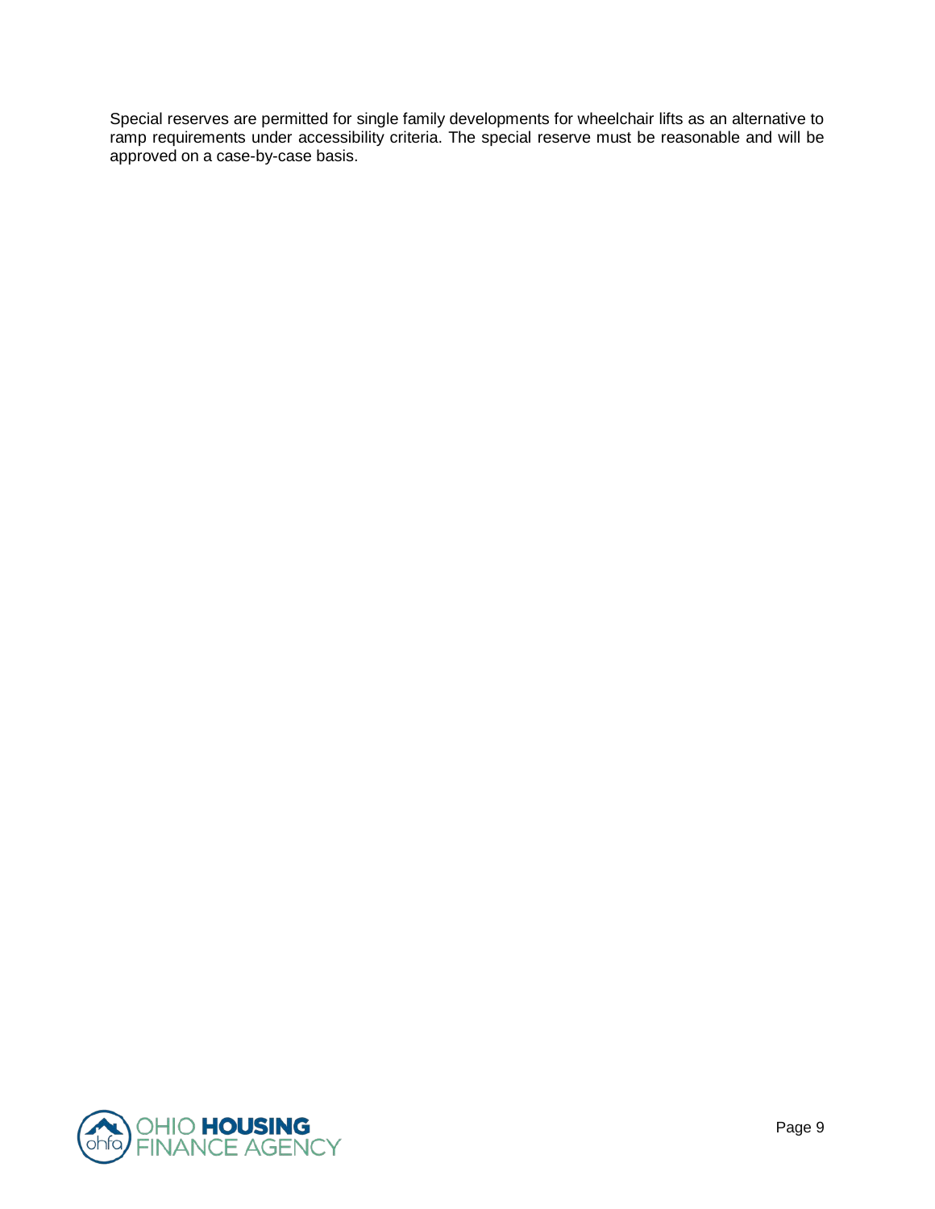Special reserves are permitted for single family developments for wheelchair lifts as an alternative to ramp requirements under accessibility criteria. The special reserve must be reasonable and will be approved on a case-by-case basis.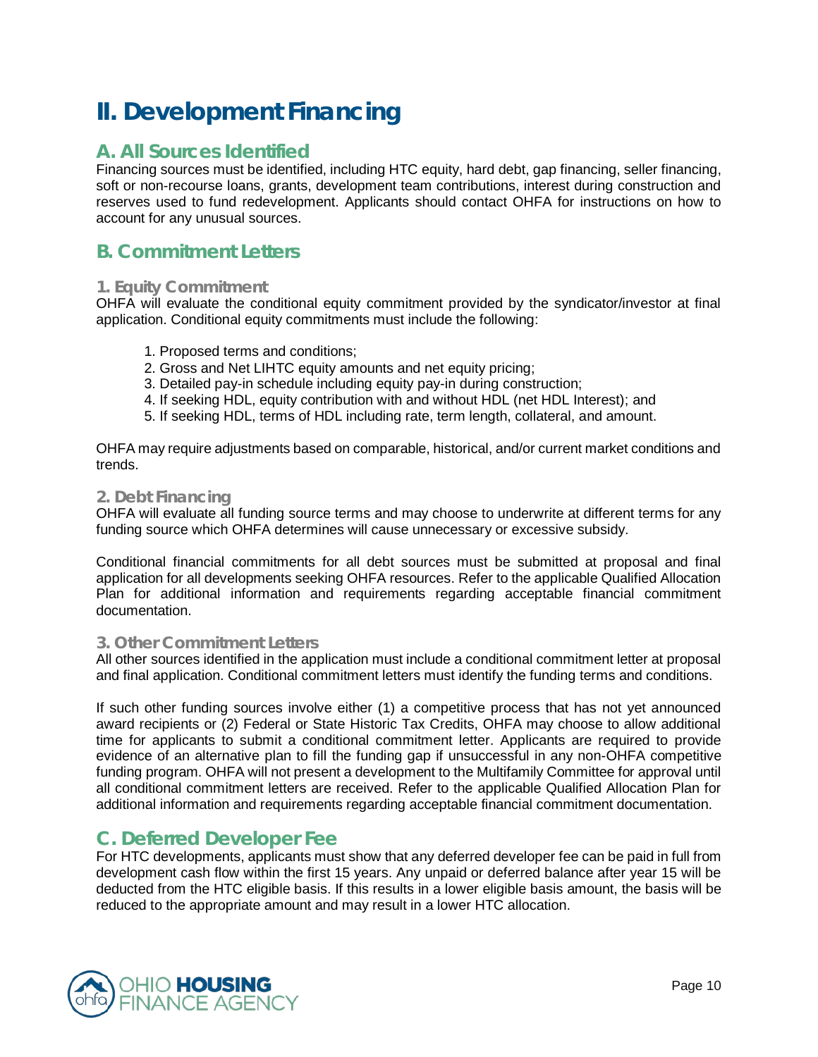# II. Development Financing

## A. All Sources Identified

Financing sources must be identified, including HTC equity, hard debt, gap financing, seller financing, soft or non-recourse loans, grants, development team contributions, interest during construction and reserves used to fund redevelopment. Applicants should contact OHFA for instructions on how to account for any unusual sources.

## B. Commitment Letters

### 1. Equity Commitment

OHFA will evaluate the conditional equity commitment provided by the syndicator/investor at final application. Conditional equity commitments must include the following:

1. Proposed terms and conditions;
2. Gross and Net LIHTC equity amounts and net equity pricing;
3. Detailed pay-in schedule including equity pay-in during construction;
4. If seeking HDL, equity contribution with and without HDL (net HDL Interest); and
5. If seeking HDL, terms of HDL including rate, term length, collateral, and amount.

OHFA may require adjustments based on comparable, historical, and/or current market conditions and trends.

### 2. Debt Financing

OHFA will evaluate all funding source terms and may choose to underwrite at different terms for any funding source which OHFA determines will cause unnecessary or excessive subsidy.

Conditional financial commitments for all debt sources must be submitted at proposal and final application for all developments seeking OHFA resources. Refer to the applicable Qualified Allocation Plan for additional information and requirements regarding acceptable financial commitment documentation.

### 3. Other Commitment Letters

All other sources identified in the application must include a conditional commitment letter at proposal and final application. Conditional commitment letters must identify the funding terms and conditions.

If such other funding sources involve either (1) a competitive process that has not yet announced award recipients or (2) Federal or State Historic Tax Credits, OHFA may choose to allow additional time for applicants to submit a conditional commitment letter. Applicants are required to provide evidence of an alternative plan to fill the funding gap if unsuccessful in any non-OHFA competitive funding program. OHFA will not present a development to the Multifamily Committee for approval until all conditional commitment letters are received. Refer to the applicable Qualified Allocation Plan for additional information and requirements regarding acceptable financial commitment documentation.

## C. Deferred Developer Fee

For HTC developments, applicants must show that any deferred developer fee can be paid in full from development cash flow within the first 15 years. Any unpaid or deferred balance after year 15 will be deducted from the HTC eligible basis. If this results in a lower eligible basis amount, the basis will be reduced to the appropriate amount and may result in a lower HTC allocation.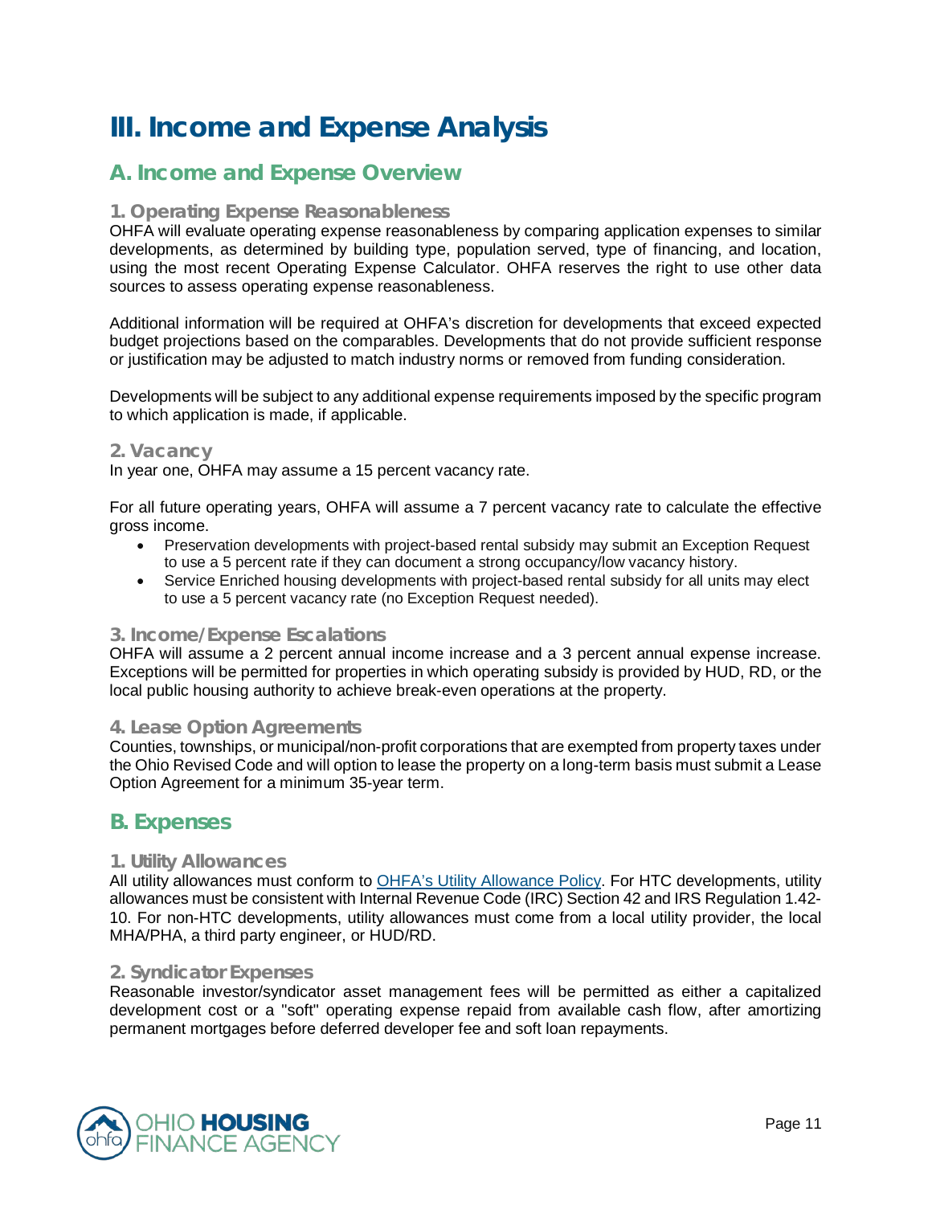# III. Income and Expense Analysis

## A. Income and Expense Overview

### 1. Operating Expense Reasonableness

OHFA will evaluate operating expense reasonableness by comparing application expenses to similar developments, as determined by building type, population served, type of financing, and location, using the most recent Operating Expense Calculator. OHFA reserves the right to use other data sources to assess operating expense reasonableness.

Additional information will be required at OHFA's discretion for developments that exceed expected budget projections based on the comparables. Developments that do not provide sufficient response or justification may be adjusted to match industry norms or removed from funding consideration.

Developments will be subject to any additional expense requirements imposed by the specific program to which application is made, if applicable.

### 2. Vacancy

In year one, OHFA may assume a 15 percent vacancy rate.

For all future operating years, OHFA will assume a 7 percent vacancy rate to calculate the effective gross income.

- Preservation developments with project-based rental subsidy may submit an Exception Request to use a 5 percent rate if they can document a strong occupancy/low vacancy history.
- Service Enriched housing developments with project-based rental subsidy for all units may elect to use a 5 percent vacancy rate (no Exception Request needed).

### 3. Income/Expense Escalations

OHFA will assume a 2 percent annual income increase and a 3 percent annual expense increase. Exceptions will be permitted for properties in which operating subsidy is provided by HUD, RD, or the local public housing authority to achieve break-even operations at the property.

### 4. Lease Option Agreements

Counties, townships, or municipal/non-profit corporations that are exempted from property taxes under the Ohio Revised Code and will option to lease the property on a long-term basis must submit a Lease Option Agreement for a minimum 35-year term.

## B. Expenses

### 1. Utility Allowances

All utility allowances must conform to [OHFA's Utility Allowance Policy](). For HTC developments, utility allowances must be consistent with Internal Revenue Code (IRC) Section 42 and IRS Regulation 1.42-10. For non-HTC developments, utility allowances must come from a local utility provider, the local MHA/PHA, a third party engineer, or HUD/RD.

### 2. Syndicator Expenses

Reasonable investor/syndicator asset management fees will be permitted as either a capitalized development cost or a "soft" operating expense repaid from available cash flow, after amortizing permanent mortgages before deferred developer fee and soft loan repayments.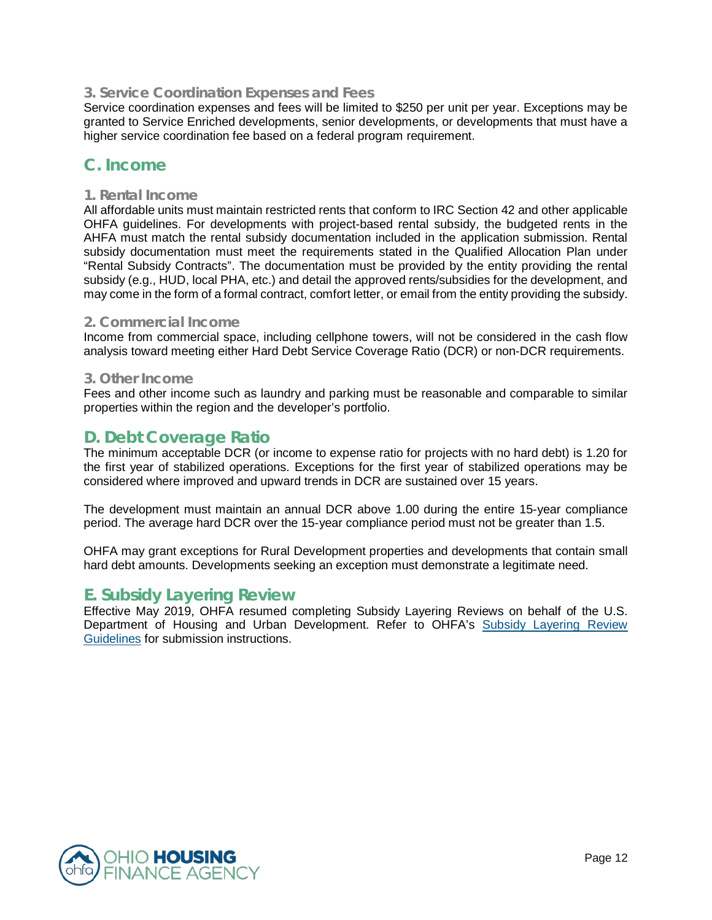### 3. Service Coordination Expenses and Fees

Service coordination expenses and fees will be limited to $250 per unit per year. Exceptions may be granted to Service Enriched developments, senior developments, or developments that must have a higher service coordination fee based on a federal program requirement.

## C. Income

### 1. Rental Income

All affordable units must maintain restricted rents that conform to IRC Section 42 and other applicable OHFA guidelines. For developments with project-based rental subsidy, the budgeted rents in the AHFA must match the rental subsidy documentation included in the application submission. Rental subsidy documentation must meet the requirements stated in the Qualified Allocation Plan under "Rental Subsidy Contracts". The documentation must be provided by the entity providing the rental subsidy (e.g., HUD, local PHA, etc.) and detail the approved rents/subsidies for the development, and may come in the form of a formal contract, comfort letter, or email from the entity providing the subsidy.

### 2. Commercial Income

Income from commercial space, including cellphone towers, will not be considered in the cash flow analysis toward meeting either Hard Debt Service Coverage Ratio (DCR) or non-DCR requirements.

### 3. Other Income

Fees and other income such as laundry and parking must be reasonable and comparable to similar properties within the region and the developer's portfolio.

## D. Debt Coverage Ratio

The minimum acceptable DCR (or income to expense ratio for projects with no hard debt) is 1.20 for the first year of stabilized operations. Exceptions for the first year of stabilized operations may be considered where improved and upward trends in DCR are sustained over 15 years.

The development must maintain an annual DCR above 1.00 during the entire 15-year compliance period. The average hard DCR over the 15-year compliance period must not be greater than 1.5.

OHFA may grant exceptions for Rural Development properties and developments that contain small hard debt amounts. Developments seeking an exception must demonstrate a legitimate need.

## E. Subsidy Layering Review

Effective May 2019, OHFA resumed completing Subsidy Layering Reviews on behalf of the U.S. Department of Housing and Urban Development. Refer to OHFA's Subsidy Layering Review Guidelines for submission instructions.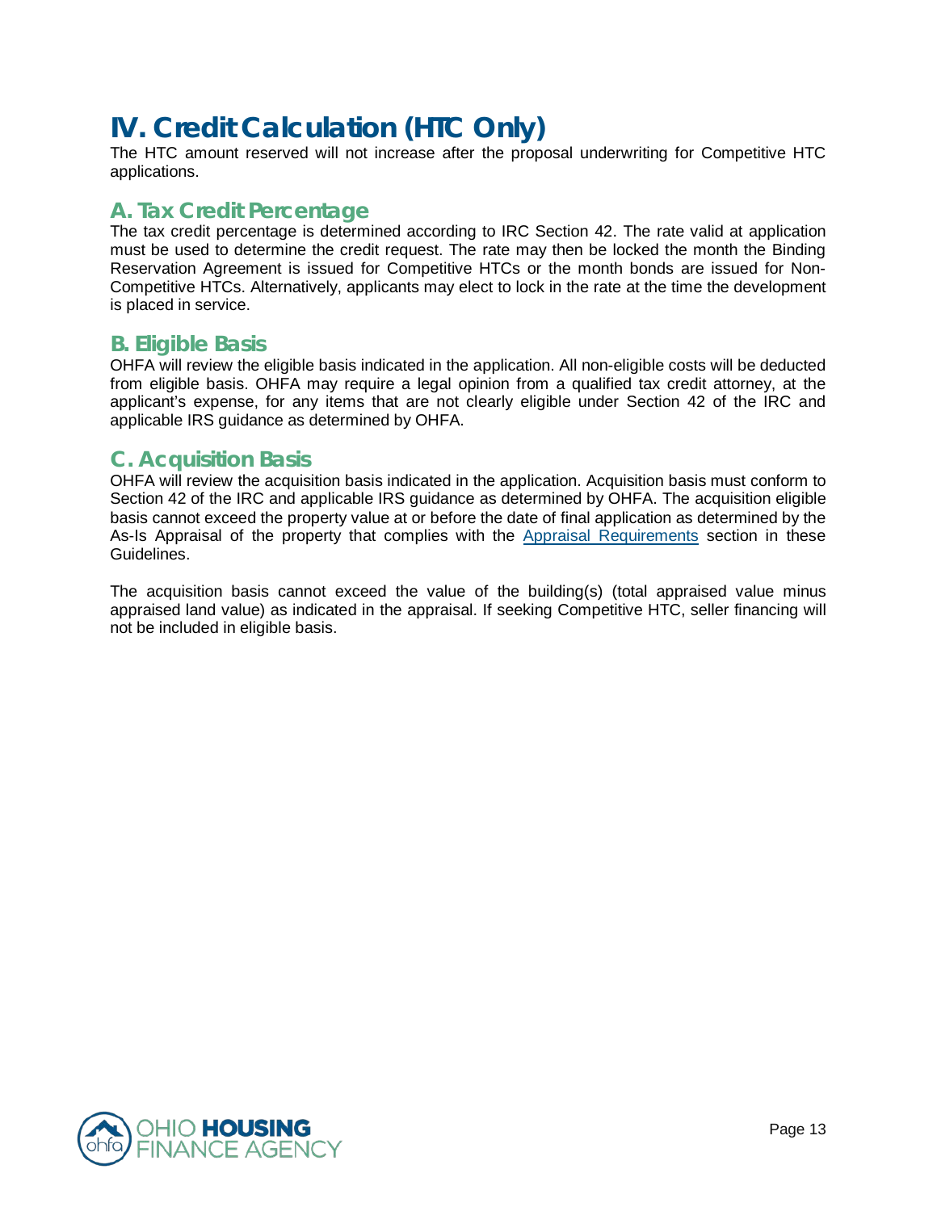# IV. Credit Calculation (HTC Only)

The HTC amount reserved will not increase after the proposal underwriting for Competitive HTC applications.

## A. Tax Credit Percentage

The tax credit percentage is determined according to IRC Section 42. The rate valid at application must be used to determine the credit request. The rate may then be locked the month the Binding Reservation Agreement is issued for Competitive HTCs or the month bonds are issued for Non-Competitive HTCs. Alternatively, applicants may elect to lock in the rate at the time the development is placed in service.

## B. Eligible Basis

OHFA will review the eligible basis indicated in the application. All non-eligible costs will be deducted from eligible basis. OHFA may require a legal opinion from a qualified tax credit attorney, at the applicant's expense, for any items that are not clearly eligible under Section 42 of the IRC and applicable IRS guidance as determined by OHFA.

## C. Acquisition Basis

OHFA will review the acquisition basis indicated in the application. Acquisition basis must conform to Section 42 of the IRC and applicable IRS guidance as determined by OHFA. The acquisition eligible basis cannot exceed the property value at or before the date of final application as determined by the As-Is Appraisal of the property that complies with the Appraisal Requirements section in these Guidelines.

The acquisition basis cannot exceed the value of the building(s) (total appraised value minus appraised land value) as indicated in the appraisal. If seeking Competitive HTC, seller financing will not be included in eligible basis.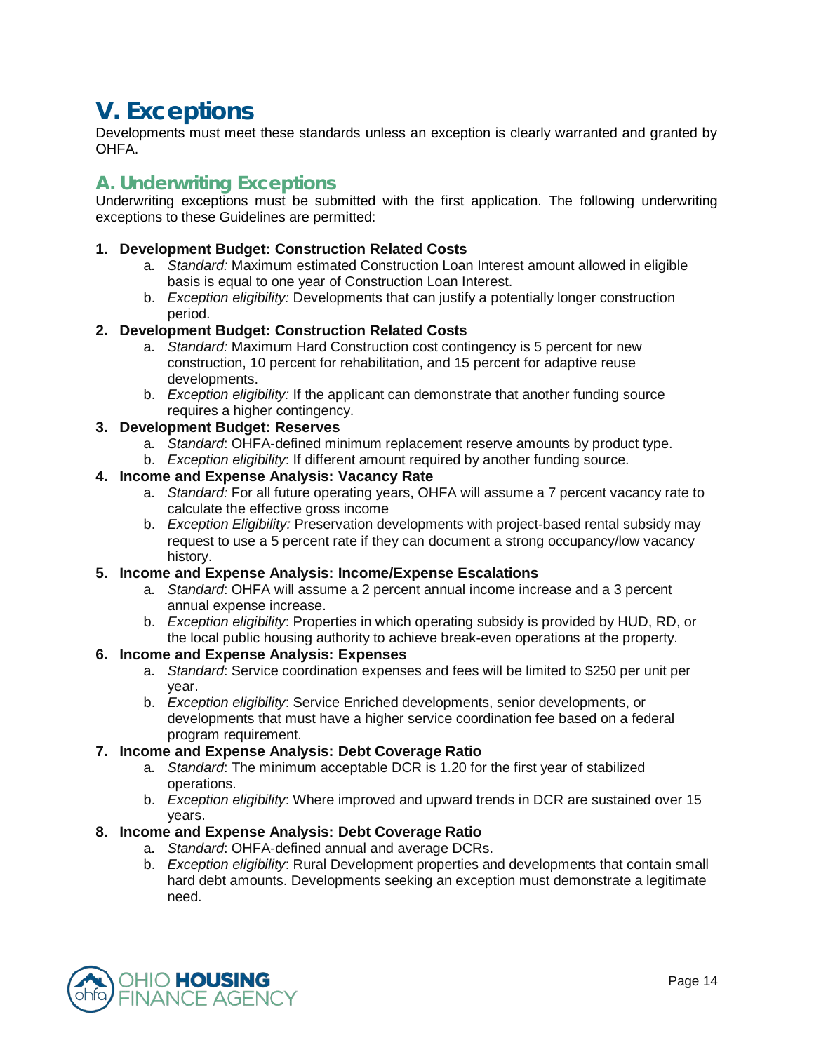# V. Exceptions

Developments must meet these standards unless an exception is clearly warranted and granted by OHFA.

## A. Underwriting Exceptions

Underwriting exceptions must be submitted with the first application. The following underwriting exceptions to these Guidelines are permitted:

1. **Development Budget: Construction Related Costs**
   a. *Standard:* Maximum estimated Construction Loan Interest amount allowed in eligible basis is equal to one year of Construction Loan Interest.
   b. *Exception eligibility:* Developments that can justify a potentially longer construction period.
2. **Development Budget: Construction Related Costs**
   a. *Standard:* Maximum Hard Construction cost contingency is 5 percent for new construction, 10 percent for rehabilitation, and 15 percent for adaptive reuse developments.
   b. *Exception eligibility:* If the applicant can demonstrate that another funding source requires a higher contingency.
3. **Development Budget: Reserves**
   a. *Standard*: OHFA-defined minimum replacement reserve amounts by product type.
   b. *Exception eligibility*: If different amount required by another funding source.
4. **Income and Expense Analysis: Vacancy Rate**
   a. *Standard:* For all future operating years, OHFA will assume a 7 percent vacancy rate to calculate the effective gross income
   b. *Exception Eligibility:* Preservation developments with project-based rental subsidy may request to use a 5 percent rate if they can document a strong occupancy/low vacancy history.
5. **Income and Expense Analysis: Income/Expense Escalations**
   a. *Standard*: OHFA will assume a 2 percent annual income increase and a 3 percent annual expense increase.
   b. *Exception eligibility*: Properties in which operating subsidy is provided by HUD, RD, or the local public housing authority to achieve break-even operations at the property.
6. **Income and Expense Analysis: Expenses**
   a. *Standard*: Service coordination expenses and fees will be limited to $250 per unit per year.
   b. *Exception eligibility*: Service Enriched developments, senior developments, or developments that must have a higher service coordination fee based on a federal program requirement.
7. **Income and Expense Analysis: Debt Coverage Ratio**
   a. *Standard*: The minimum acceptable DCR is 1.20 for the first year of stabilized operations.
   b. *Exception eligibility*: Where improved and upward trends in DCR are sustained over 15 years.
8. **Income and Expense Analysis: Debt Coverage Ratio**
   a. *Standard*: OHFA-defined annual and average DCRs.
   b. *Exception eligibility*: Rural Development properties and developments that contain small hard debt amounts. Developments seeking an exception must demonstrate a legitimate need.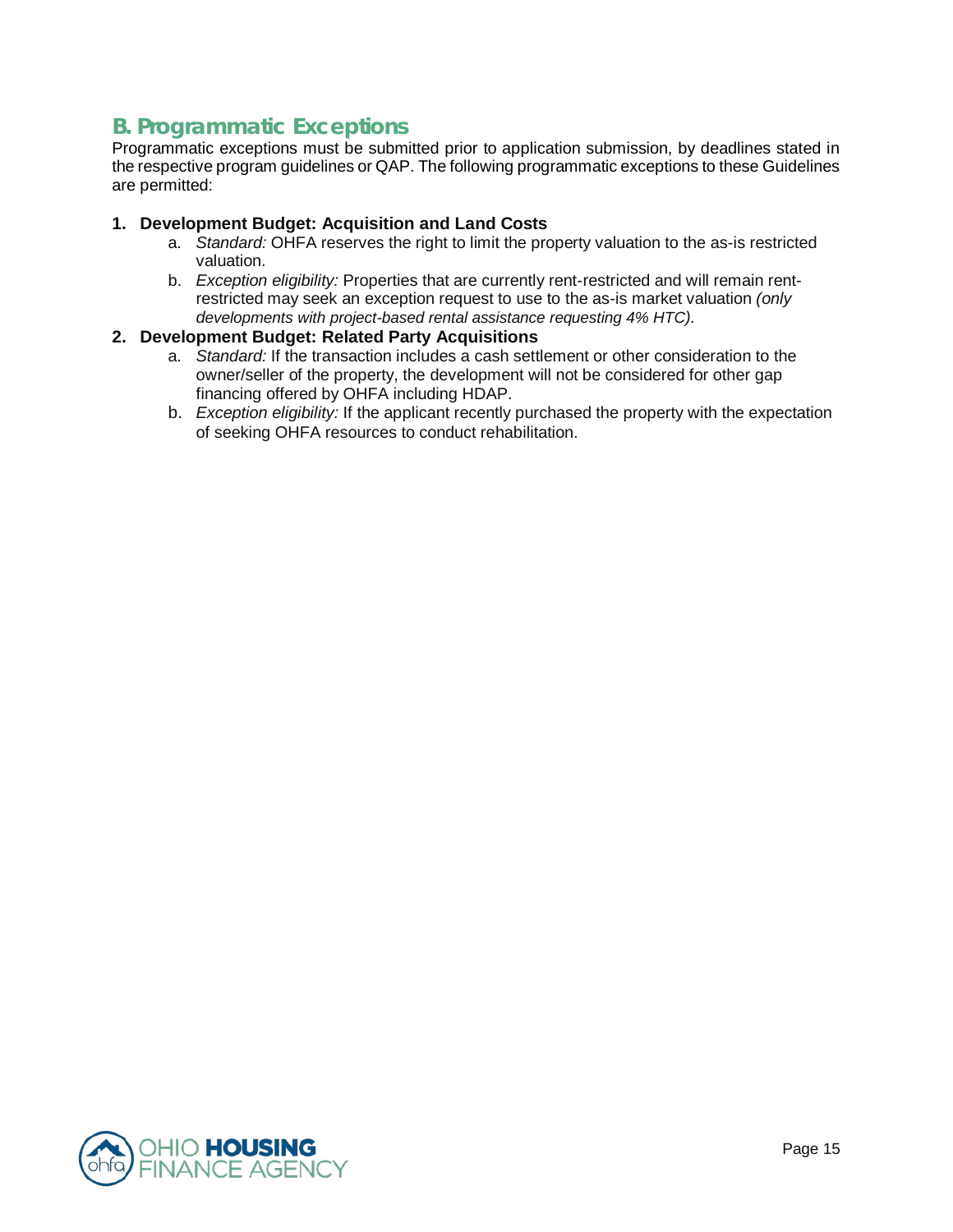## B. Programmatic Exceptions

Programmatic exceptions must be submitted prior to application submission, by deadlines stated in the respective program guidelines or QAP. The following programmatic exceptions to these Guidelines are permitted:

1. **Development Budget: Acquisition and Land Costs**
   a. *Standard:* OHFA reserves the right to limit the property valuation to the as-is restricted valuation.
   b. *Exception eligibility:* Properties that are currently rent-restricted and will remain rent-restricted may seek an exception request to use to the as-is market valuation *(only developments with project-based rental assistance requesting 4% HTC).*

2. **Development Budget: Related Party Acquisitions**
   a. *Standard:* If the transaction includes a cash settlement or other consideration to the owner/seller of the property, the development will not be considered for other gap financing offered by OHFA including HDAP.
   b. *Exception eligibility:* If the applicant recently purchased the property with the expectation of seeking OHFA resources to conduct rehabilitation.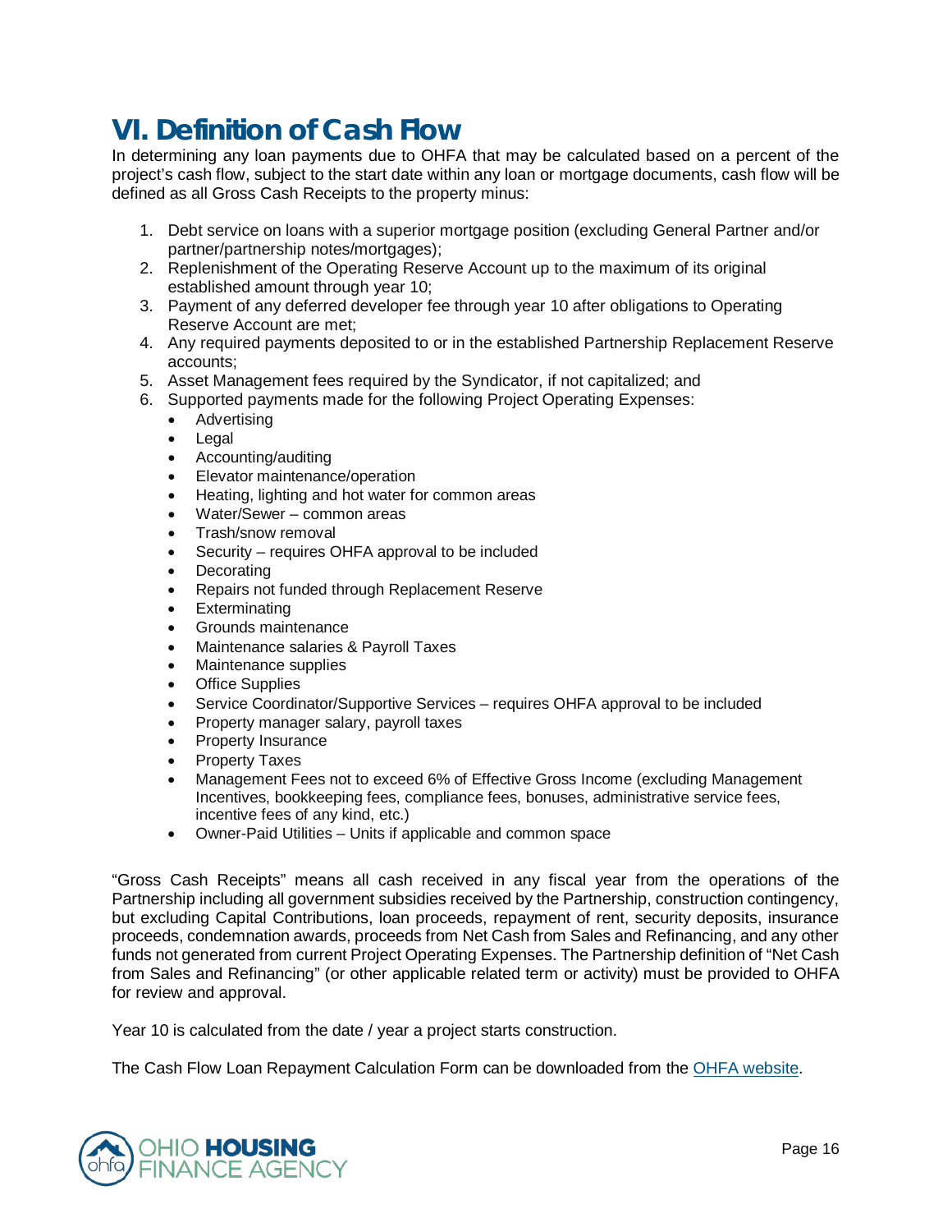# VI. Definition of Cash Flow

In determining any loan payments due to OHFA that may be calculated based on a percent of the project's cash flow, subject to the start date within any loan or mortgage documents, cash flow will be defined as all Gross Cash Receipts to the property minus:

1. Debt service on loans with a superior mortgage position (excluding General Partner and/or partner/partnership notes/mortgages);
2. Replenishment of the Operating Reserve Account up to the maximum of its original established amount through year 10;
3. Payment of any deferred developer fee through year 10 after obligations to Operating Reserve Account are met;
4. Any required payments deposited to or in the established Partnership Replacement Reserve accounts;
5. Asset Management fees required by the Syndicator, if not capitalized; and
6. Supported payments made for the following Project Operating Expenses:
   - Advertising
   - Legal
   - Accounting/auditing
   - Elevator maintenance/operation
   - Heating, lighting and hot water for common areas
   - Water/Sewer – common areas
   - Trash/snow removal
   - Security – requires OHFA approval to be included
   - Decorating
   - Repairs not funded through Replacement Reserve
   - Exterminating
   - Grounds maintenance
   - Maintenance salaries & Payroll Taxes
   - Maintenance supplies
   - Office Supplies
   - Service Coordinator/Supportive Services – requires OHFA approval to be included
   - Property manager salary, payroll taxes
   - Property Insurance
   - Property Taxes
   - Management Fees not to exceed 6% of Effective Gross Income (excluding Management Incentives, bookkeeping fees, compliance fees, bonuses, administrative service fees, incentive fees of any kind, etc.)
   - Owner-Paid Utilities – Units if applicable and common space

"Gross Cash Receipts" means all cash received in any fiscal year from the operations of the Partnership including all government subsidies received by the Partnership, construction contingency, but excluding Capital Contributions, loan proceeds, repayment of rent, security deposits, insurance proceeds, condemnation awards, proceeds from Net Cash from Sales and Refinancing, and any other funds not generated from current Project Operating Expenses. The Partnership definition of "Net Cash from Sales and Refinancing" (or other applicable related term or activity) must be provided to OHFA for review and approval.

Year 10 is calculated from the date / year a project starts construction.

The Cash Flow Loan Repayment Calculation Form can be downloaded from the OHFA website.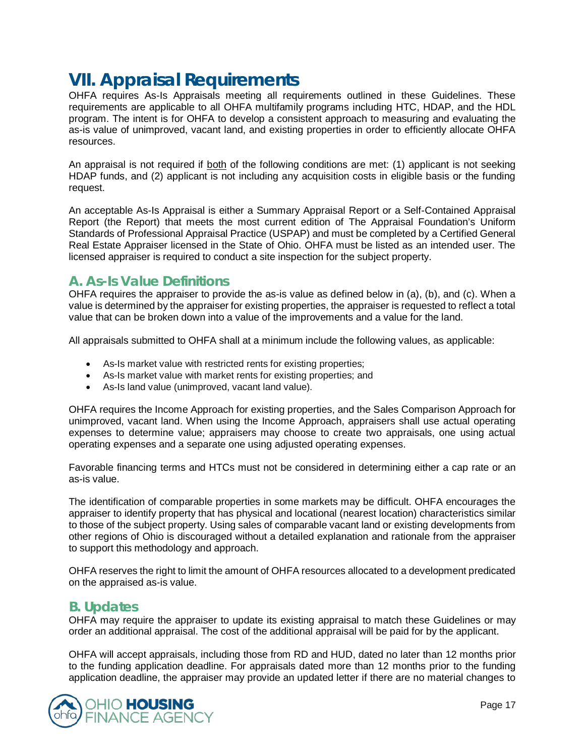# VII. Appraisal Requirements

OHFA requires As-Is Appraisals meeting all requirements outlined in these Guidelines. These requirements are applicable to all OHFA multifamily programs including HTC, HDAP, and the HDL program. The intent is for OHFA to develop a consistent approach to measuring and evaluating the as-is value of unimproved, vacant land, and existing properties in order to efficiently allocate OHFA resources.

An appraisal is not required if both of the following conditions are met: (1) applicant is not seeking HDAP funds, and (2) applicant is not including any acquisition costs in eligible basis or the funding request.

An acceptable As-Is Appraisal is either a Summary Appraisal Report or a Self-Contained Appraisal Report (the Report) that meets the most current edition of The Appraisal Foundation's Uniform Standards of Professional Appraisal Practice (USPAP) and must be completed by a Certified General Real Estate Appraiser licensed in the State of Ohio. OHFA must be listed as an intended user. The licensed appraiser is required to conduct a site inspection for the subject property.

## A. As-Is Value Definitions

OHFA requires the appraiser to provide the as-is value as defined below in (a), (b), and (c). When a value is determined by the appraiser for existing properties, the appraiser is requested to reflect a total value that can be broken down into a value of the improvements and a value for the land.

All appraisals submitted to OHFA shall at a minimum include the following values, as applicable:

- As-Is market value with restricted rents for existing properties;
- As-Is market value with market rents for existing properties; and
- As-Is land value (unimproved, vacant land value).

OHFA requires the Income Approach for existing properties, and the Sales Comparison Approach for unimproved, vacant land. When using the Income Approach, appraisers shall use actual operating expenses to determine value; appraisers may choose to create two appraisals, one using actual operating expenses and a separate one using adjusted operating expenses.

Favorable financing terms and HTCs must not be considered in determining either a cap rate or an as-is value.

The identification of comparable properties in some markets may be difficult. OHFA encourages the appraiser to identify property that has physical and locational (nearest location) characteristics similar to those of the subject property. Using sales of comparable vacant land or existing developments from other regions of Ohio is discouraged without a detailed explanation and rationale from the appraiser to support this methodology and approach.

OHFA reserves the right to limit the amount of OHFA resources allocated to a development predicated on the appraised as-is value.

## B. Updates

OHFA may require the appraiser to update its existing appraisal to match these Guidelines or may order an additional appraisal. The cost of the additional appraisal will be paid for by the applicant.

OHFA will accept appraisals, including those from RD and HUD, dated no later than 12 months prior to the funding application deadline. For appraisals dated more than 12 months prior to the funding application deadline, the appraiser may provide an updated letter if there are no material changes to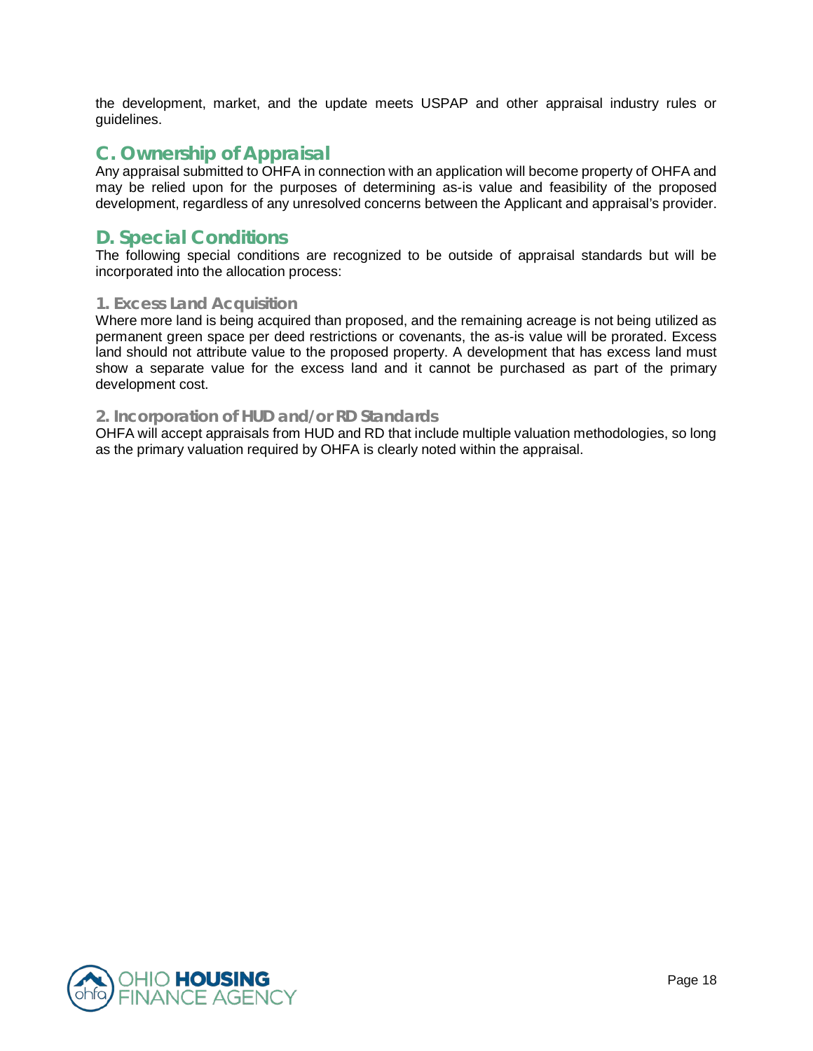the development, market, and the update meets USPAP and other appraisal industry rules or guidelines.

## C. Ownership of Appraisal

Any appraisal submitted to OHFA in connection with an application will become property of OHFA and may be relied upon for the purposes of determining as-is value and feasibility of the proposed development, regardless of any unresolved concerns between the Applicant and appraisal's provider.

## D. Special Conditions

The following special conditions are recognized to be outside of appraisal standards but will be incorporated into the allocation process:

### 1. Excess Land Acquisition

Where more land is being acquired than proposed, and the remaining acreage is not being utilized as permanent green space per deed restrictions or covenants, the as-is value will be prorated. Excess land should not attribute value to the proposed property. A development that has excess land must show a separate value for the excess land and it cannot be purchased as part of the primary development cost.

### 2. Incorporation of HUD and/or RD Standards

OHFA will accept appraisals from HUD and RD that include multiple valuation methodologies, so long as the primary valuation required by OHFA is clearly noted within the appraisal.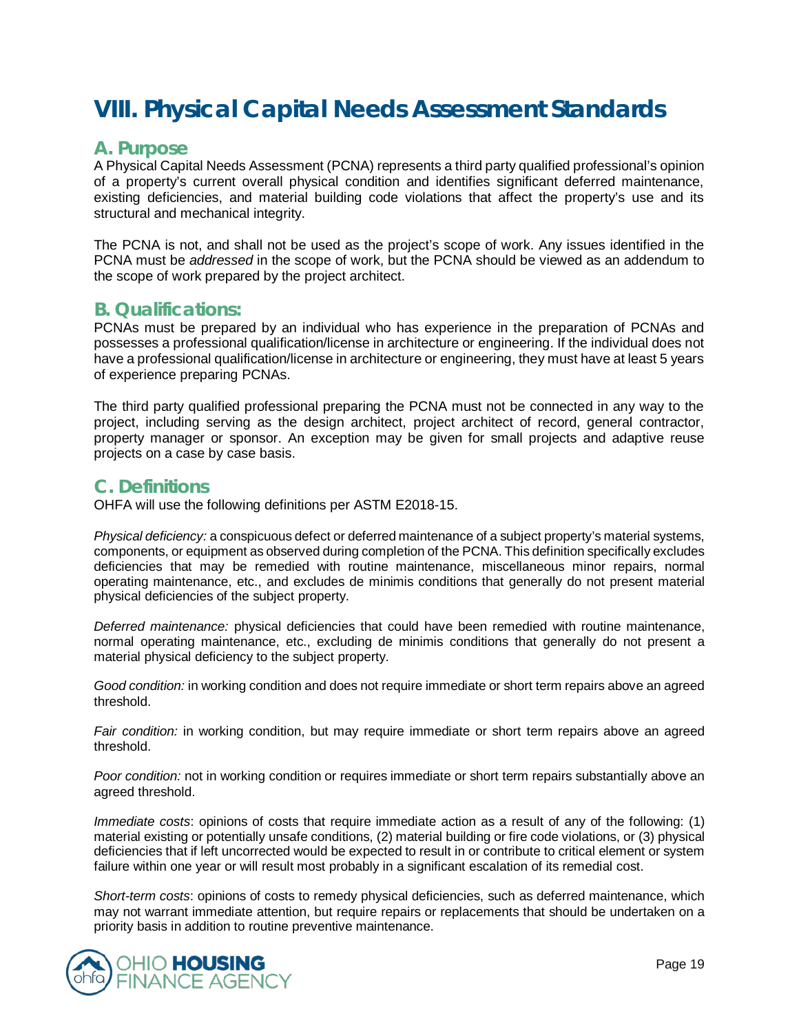# VIII. Physical Capital Needs Assessment Standards

## A. Purpose

A Physical Capital Needs Assessment (PCNA) represents a third party qualified professional's opinion of a property's current overall physical condition and identifies significant deferred maintenance, existing deficiencies, and material building code violations that affect the property's use and its structural and mechanical integrity.

The PCNA is not, and shall not be used as the project's scope of work. Any issues identified in the PCNA must be *addressed* in the scope of work, but the PCNA should be viewed as an addendum to the scope of work prepared by the project architect.

## B. Qualifications:

PCNAs must be prepared by an individual who has experience in the preparation of PCNAs and possesses a professional qualification/license in architecture or engineering. If the individual does not have a professional qualification/license in architecture or engineering, they must have at least 5 years of experience preparing PCNAs.

The third party qualified professional preparing the PCNA must not be connected in any way to the project, including serving as the design architect, project architect of record, general contractor, property manager or sponsor. An exception may be given for small projects and adaptive reuse projects on a case by case basis.

## C. Definitions

OHFA will use the following definitions per ASTM E2018-15.

*Physical deficiency:* a conspicuous defect or deferred maintenance of a subject property's material systems, components, or equipment as observed during completion of the PCNA. This definition specifically excludes deficiencies that may be remedied with routine maintenance, miscellaneous minor repairs, normal operating maintenance, etc., and excludes de minimis conditions that generally do not present material physical deficiencies of the subject property.

*Deferred maintenance:* physical deficiencies that could have been remedied with routine maintenance, normal operating maintenance, etc., excluding de minimis conditions that generally do not present a material physical deficiency to the subject property.

*Good condition:* in working condition and does not require immediate or short term repairs above an agreed threshold.

*Fair condition:* in working condition, but may require immediate or short term repairs above an agreed threshold.

*Poor condition:* not in working condition or requires immediate or short term repairs substantially above an agreed threshold.

*Immediate costs*: opinions of costs that require immediate action as a result of any of the following: (1) material existing or potentially unsafe conditions, (2) material building or fire code violations, or (3) physical deficiencies that if left uncorrected would be expected to result in or contribute to critical element or system failure within one year or will result most probably in a significant escalation of its remedial cost.

*Short-term costs*: opinions of costs to remedy physical deficiencies, such as deferred maintenance, which may not warrant immediate attention, but require repairs or replacements that should be undertaken on a priority basis in addition to routine preventive maintenance.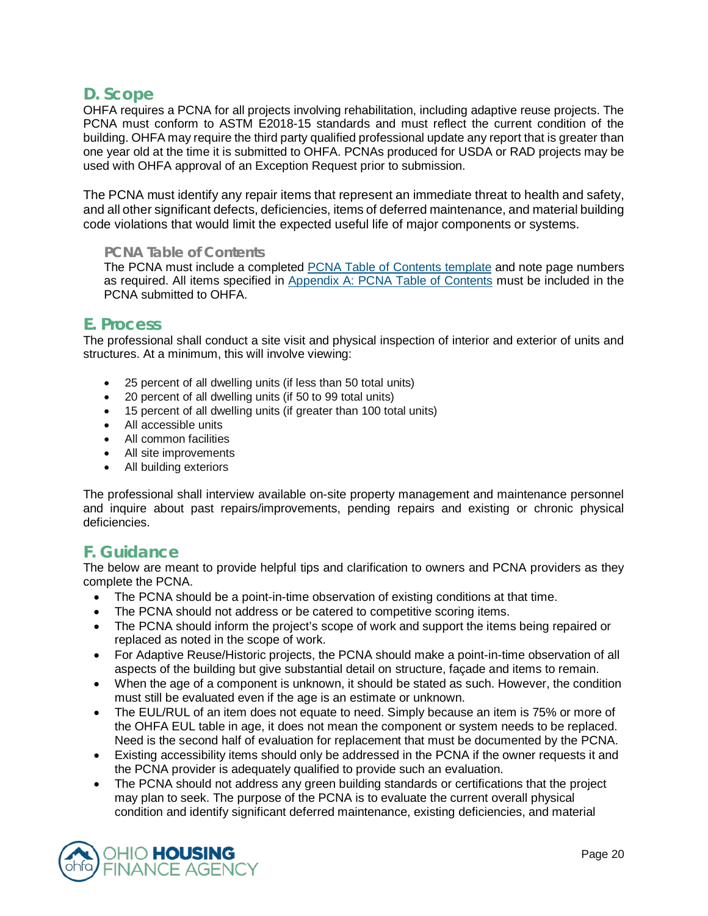## D. Scope

OHFA requires a PCNA for all projects involving rehabilitation, including adaptive reuse projects. The PCNA must conform to ASTM E2018-15 standards and must reflect the current condition of the building. OHFA may require the third party qualified professional update any report that is greater than one year old at the time it is submitted to OHFA. PCNAs produced for USDA or RAD projects may be used with OHFA approval of an Exception Request prior to submission.

The PCNA must identify any repair items that represent an immediate threat to health and safety, and all other significant defects, deficiencies, items of deferred maintenance, and material building code violations that would limit the expected useful life of major components or systems.

### PCNA Table of Contents

The PCNA must include a completed PCNA Table of Contents template and note page numbers as required. All items specified in Appendix A: PCNA Table of Contents must be included in the PCNA submitted to OHFA.

## E. Process

The professional shall conduct a site visit and physical inspection of interior and exterior of units and structures. At a minimum, this will involve viewing:

- 25 percent of all dwelling units (if less than 50 total units)
- 20 percent of all dwelling units (if 50 to 99 total units)
- 15 percent of all dwelling units (if greater than 100 total units)
- All accessible units
- All common facilities
- All site improvements
- All building exteriors

The professional shall interview available on-site property management and maintenance personnel and inquire about past repairs/improvements, pending repairs and existing or chronic physical deficiencies.

## F. Guidance

The below are meant to provide helpful tips and clarification to owners and PCNA providers as they complete the PCNA.

- The PCNA should be a point-in-time observation of existing conditions at that time.
- The PCNA should not address or be catered to competitive scoring items.
- The PCNA should inform the project's scope of work and support the items being repaired or replaced as noted in the scope of work.
- For Adaptive Reuse/Historic projects, the PCNA should make a point-in-time observation of all aspects of the building but give substantial detail on structure, façade and items to remain.
- When the age of a component is unknown, it should be stated as such. However, the condition must still be evaluated even if the age is an estimate or unknown.
- The EUL/RUL of an item does not equate to need. Simply because an item is 75% or more of the OHFA EUL table in age, it does not mean the component or system needs to be replaced. Need is the second half of evaluation for replacement that must be documented by the PCNA.
- Existing accessibility items should only be addressed in the PCNA if the owner requests it and the PCNA provider is adequately qualified to provide such an evaluation.
- The PCNA should not address any green building standards or certifications that the project may plan to seek. The purpose of the PCNA is to evaluate the current overall physical condition and identify significant deferred maintenance, existing deficiencies, and material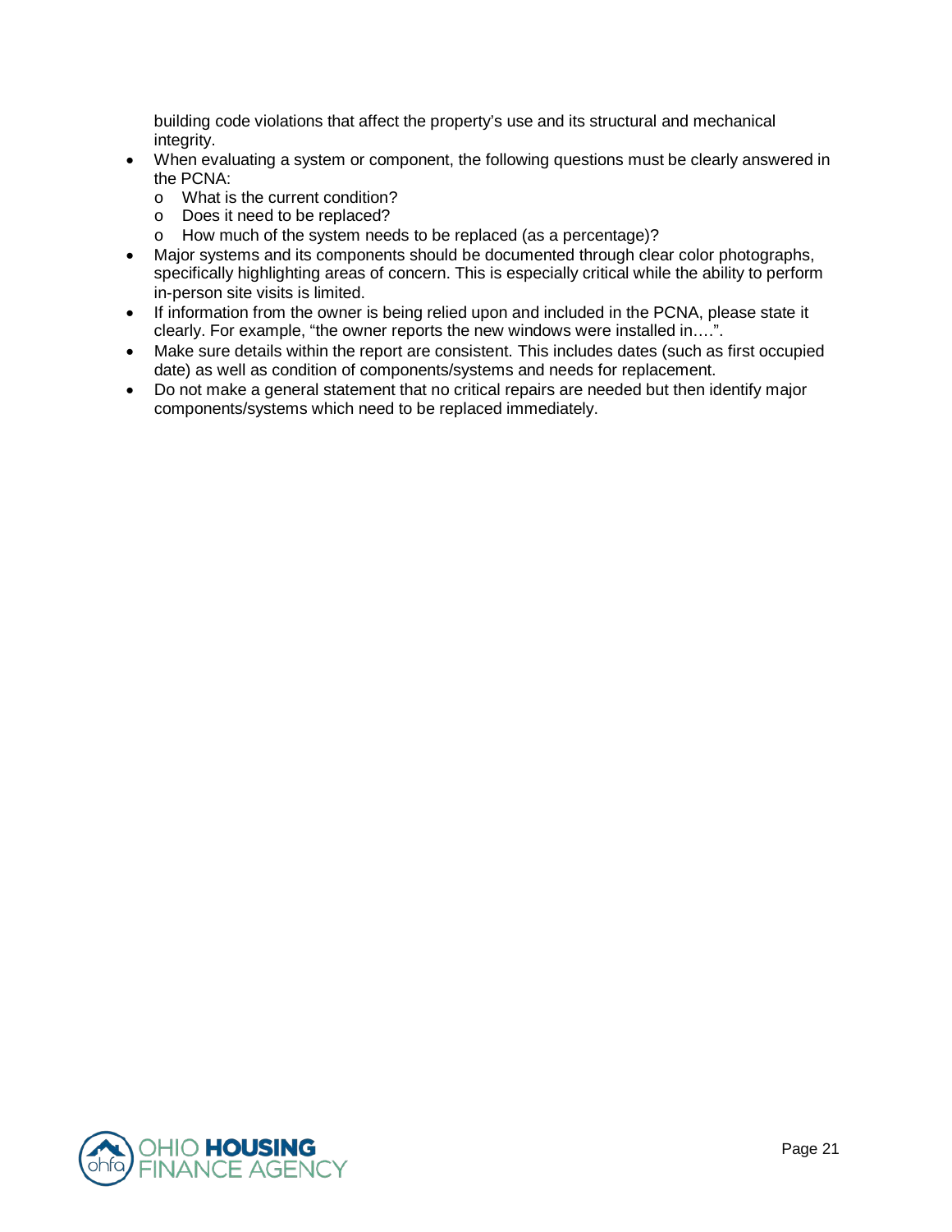building code violations that affect the property's use and its structural and mechanical integrity.

- When evaluating a system or component, the following questions must be clearly answered in the PCNA:
    - What is the current condition?
    - Does it need to be replaced?
    - How much of the system needs to be replaced (as a percentage)?
- Major systems and its components should be documented through clear color photographs, specifically highlighting areas of concern. This is especially critical while the ability to perform in-person site visits is limited.
- If information from the owner is being relied upon and included in the PCNA, please state it clearly. For example, "the owner reports the new windows were installed in….".
- Make sure details within the report are consistent. This includes dates (such as first occupied date) as well as condition of components/systems and needs for replacement.
- Do not make a general statement that no critical repairs are needed but then identify major components/systems which need to be replaced immediately.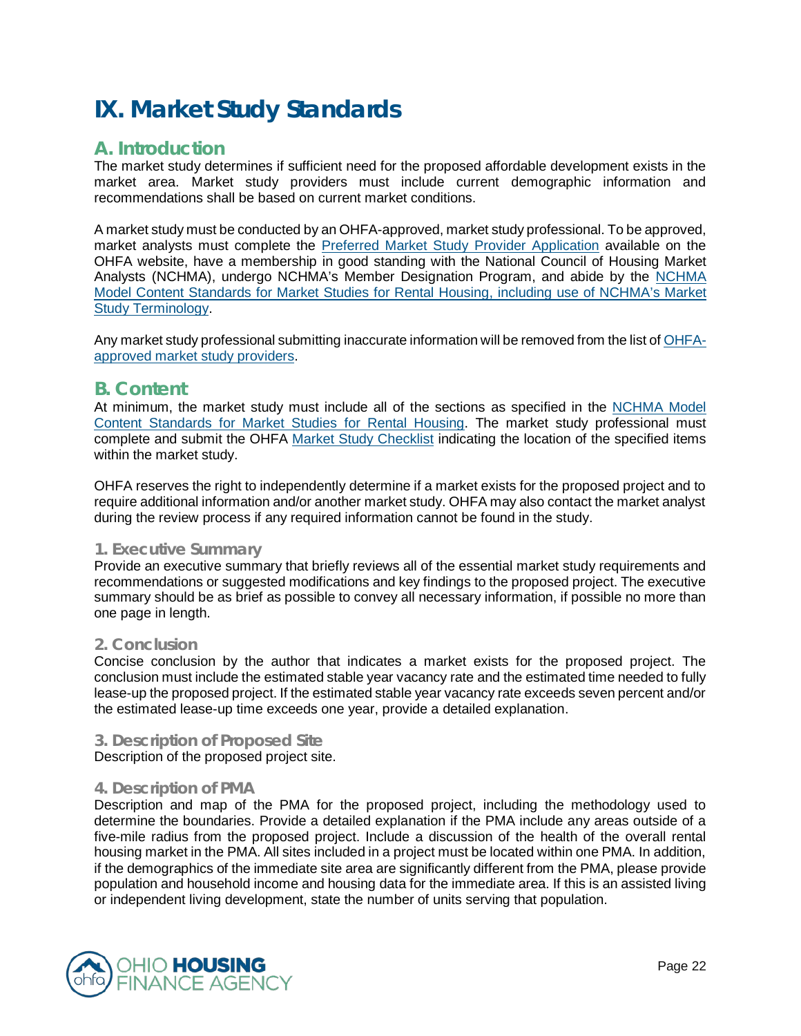# IX. Market Study Standards

## A. Introduction

The market study determines if sufficient need for the proposed affordable development exists in the market area. Market study providers must include current demographic information and recommendations shall be based on current market conditions.

A market study must be conducted by an OHFA-approved, market study professional. To be approved, market analysts must complete the Preferred Market Study Provider Application available on the OHFA website, have a membership in good standing with the National Council of Housing Market Analysts (NCHMA), undergo NCHMA's Member Designation Program, and abide by the NCHMA Model Content Standards for Market Studies for Rental Housing, including use of NCHMA's Market Study Terminology.

Any market study professional submitting inaccurate information will be removed from the list of OHFA-approved market study providers.

## B. Content

At minimum, the market study must include all of the sections as specified in the NCHMA Model Content Standards for Market Studies for Rental Housing. The market study professional must complete and submit the OHFA Market Study Checklist indicating the location of the specified items within the market study.

OHFA reserves the right to independently determine if a market exists for the proposed project and to require additional information and/or another market study. OHFA may also contact the market analyst during the review process if any required information cannot be found in the study.

### 1. Executive Summary

Provide an executive summary that briefly reviews all of the essential market study requirements and recommendations or suggested modifications and key findings to the proposed project. The executive summary should be as brief as possible to convey all necessary information, if possible no more than one page in length.

### 2. Conclusion

Concise conclusion by the author that indicates a market exists for the proposed project. The conclusion must include the estimated stable year vacancy rate and the estimated time needed to fully lease-up the proposed project. If the estimated stable year vacancy rate exceeds seven percent and/or the estimated lease-up time exceeds one year, provide a detailed explanation.

### 3. Description of Proposed Site

Description of the proposed project site.

### 4. Description of PMA

Description and map of the PMA for the proposed project, including the methodology used to determine the boundaries. Provide a detailed explanation if the PMA include any areas outside of a five-mile radius from the proposed project. Include a discussion of the health of the overall rental housing market in the PMA. All sites included in a project must be located within one PMA. In addition, if the demographics of the immediate site area are significantly different from the PMA, please provide population and household income and housing data for the immediate area. If this is an assisted living or independent living development, state the number of units serving that population.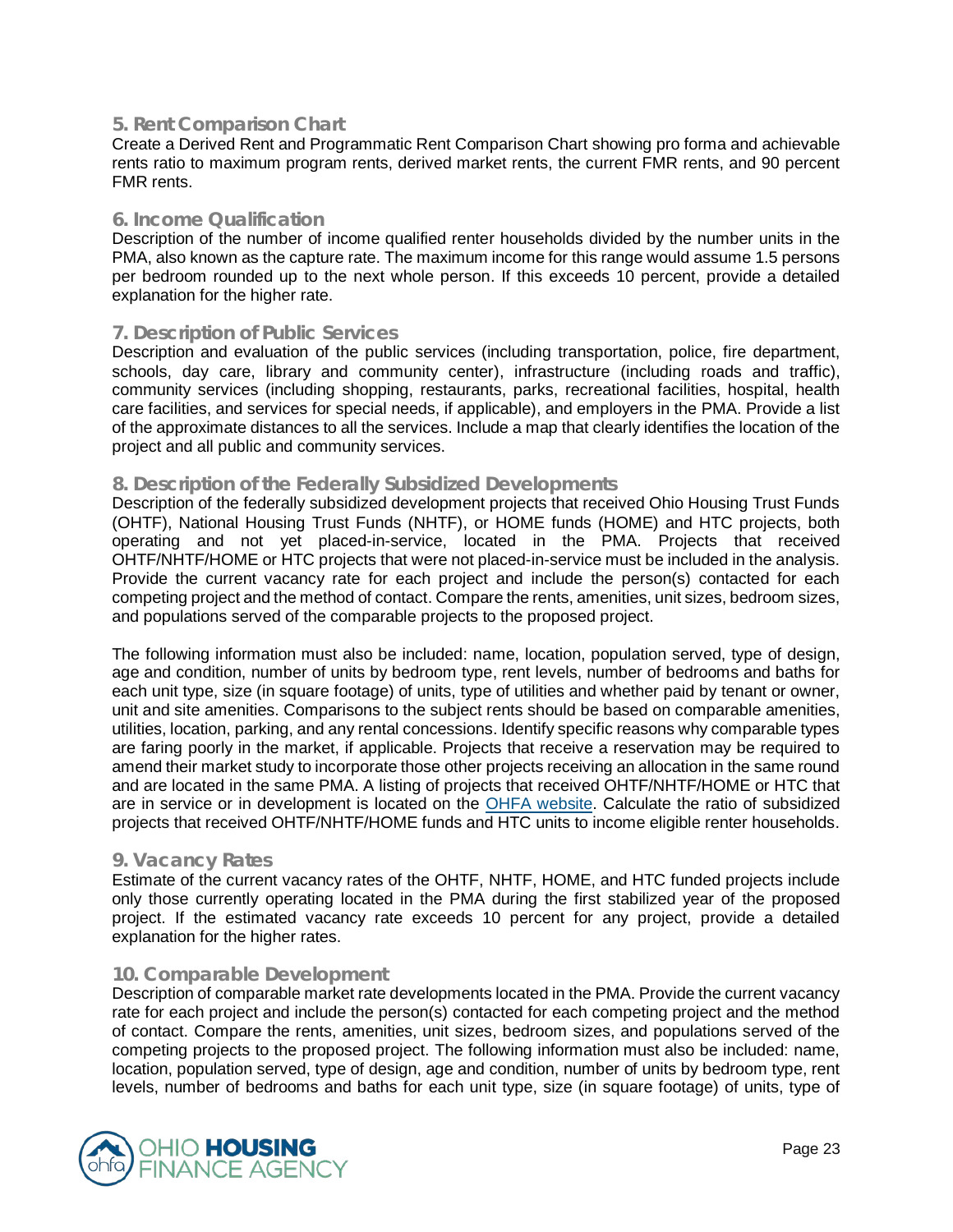### 5. Rent Comparison Chart

Create a Derived Rent and Programmatic Rent Comparison Chart showing pro forma and achievable rents ratio to maximum program rents, derived market rents, the current FMR rents, and 90 percent FMR rents.

### 6. Income Qualification

Description of the number of income qualified renter households divided by the number units in the PMA, also known as the capture rate. The maximum income for this range would assume 1.5 persons per bedroom rounded up to the next whole person. If this exceeds 10 percent, provide a detailed explanation for the higher rate.

### 7. Description of Public Services

Description and evaluation of the public services (including transportation, police, fire department, schools, day care, library and community center), infrastructure (including roads and traffic), community services (including shopping, restaurants, parks, recreational facilities, hospital, health care facilities, and services for special needs, if applicable), and employers in the PMA. Provide a list of the approximate distances to all the services. Include a map that clearly identifies the location of the project and all public and community services.

### 8. Description of the Federally Subsidized Developments

Description of the federally subsidized development projects that received Ohio Housing Trust Funds (OHTF), National Housing Trust Funds (NHTF), or HOME funds (HOME) and HTC projects, both operating and not yet placed-in-service, located in the PMA. Projects that received OHTF/NHTF/HOME or HTC projects that were not placed-in-service must be included in the analysis. Provide the current vacancy rate for each project and include the person(s) contacted for each competing project and the method of contact. Compare the rents, amenities, unit sizes, bedroom sizes, and populations served of the comparable projects to the proposed project.

The following information must also be included: name, location, population served, type of design, age and condition, number of units by bedroom type, rent levels, number of bedrooms and baths for each unit type, size (in square footage) of units, type of utilities and whether paid by tenant or owner, unit and site amenities. Comparisons to the subject rents should be based on comparable amenities, utilities, location, parking, and any rental concessions. Identify specific reasons why comparable types are faring poorly in the market, if applicable. Projects that receive a reservation may be required to amend their market study to incorporate those other projects receiving an allocation in the same round and are located in the same PMA. A listing of projects that received OHTF/NHTF/HOME or HTC that are in service or in development is located on the OHFA website. Calculate the ratio of subsidized projects that received OHTF/NHTF/HOME funds and HTC units to income eligible renter households.

### 9. Vacancy Rates

Estimate of the current vacancy rates of the OHTF, NHTF, HOME, and HTC funded projects include only those currently operating located in the PMA during the first stabilized year of the proposed project. If the estimated vacancy rate exceeds 10 percent for any project, provide a detailed explanation for the higher rates.

### 10. Comparable Development

Description of comparable market rate developments located in the PMA. Provide the current vacancy rate for each project and include the person(s) contacted for each competing project and the method of contact. Compare the rents, amenities, unit sizes, bedroom sizes, and populations served of the competing projects to the proposed project. The following information must also be included: name, location, population served, type of design, age and condition, number of units by bedroom type, rent levels, number of bedrooms and baths for each unit type, size (in square footage) of units, type of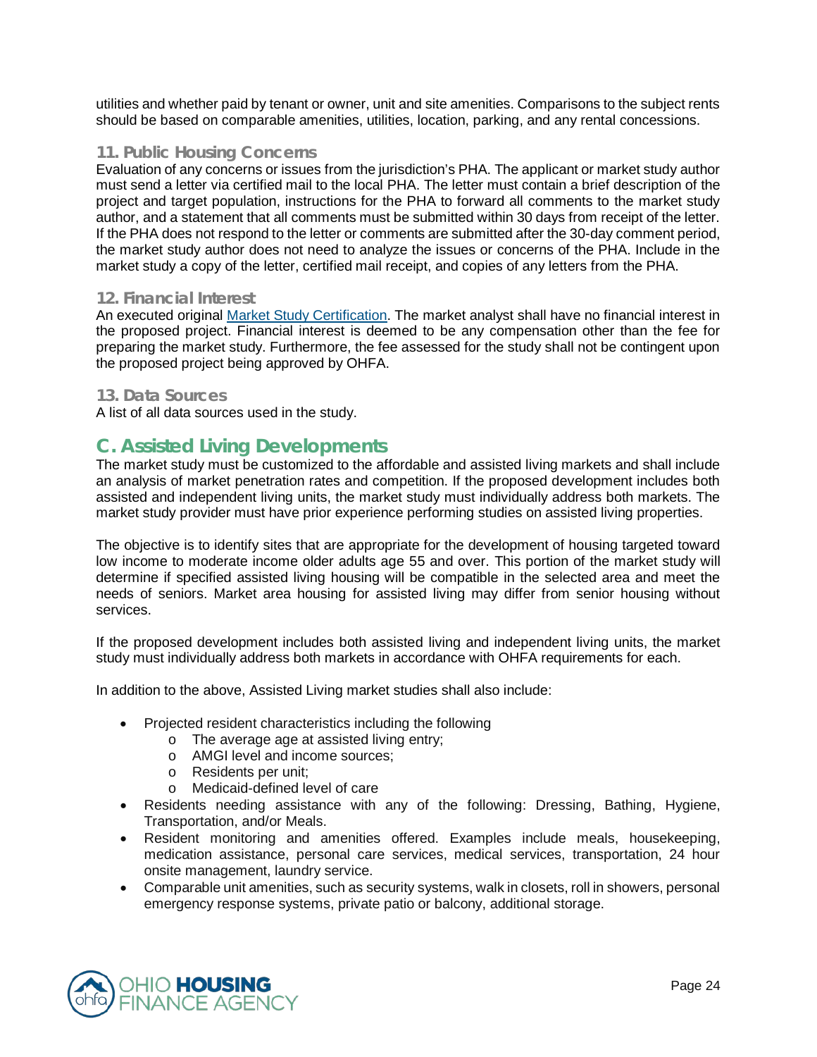utilities and whether paid by tenant or owner, unit and site amenities. Comparisons to the subject rents should be based on comparable amenities, utilities, location, parking, and any rental concessions.

### 11. Public Housing Concerns

Evaluation of any concerns or issues from the jurisdiction's PHA. The applicant or market study author must send a letter via certified mail to the local PHA. The letter must contain a brief description of the project and target population, instructions for the PHA to forward all comments to the market study author, and a statement that all comments must be submitted within 30 days from receipt of the letter. If the PHA does not respond to the letter or comments are submitted after the 30-day comment period, the market study author does not need to analyze the issues or concerns of the PHA. Include in the market study a copy of the letter, certified mail receipt, and copies of any letters from the PHA.

### 12. Financial Interest

An executed original [Market Study Certification](). The market analyst shall have no financial interest in the proposed project. Financial interest is deemed to be any compensation other than the fee for preparing the market study. Furthermore, the fee assessed for the study shall not be contingent upon the proposed project being approved by OHFA.

### 13. Data Sources

A list of all data sources used in the study.

## C. Assisted Living Developments

The market study must be customized to the affordable and assisted living markets and shall include an analysis of market penetration rates and competition. If the proposed development includes both assisted and independent living units, the market study must individually address both markets. The market study provider must have prior experience performing studies on assisted living properties.

The objective is to identify sites that are appropriate for the development of housing targeted toward low income to moderate income older adults age 55 and over. This portion of the market study will determine if specified assisted living housing will be compatible in the selected area and meet the needs of seniors. Market area housing for assisted living may differ from senior housing without services.

If the proposed development includes both assisted living and independent living units, the market study must individually address both markets in accordance with OHFA requirements for each.

In addition to the above, Assisted Living market studies shall also include:

- Projected resident characteristics including the following
    - The average age at assisted living entry;
    - AMGI level and income sources;
    - Residents per unit;
    - Medicaid-defined level of care
- Residents needing assistance with any of the following: Dressing, Bathing, Hygiene, Transportation, and/or Meals.
- Resident monitoring and amenities offered. Examples include meals, housekeeping, medication assistance, personal care services, medical services, transportation, 24 hour onsite management, laundry service.
- Comparable unit amenities, such as security systems, walk in closets, roll in showers, personal emergency response systems, private patio or balcony, additional storage.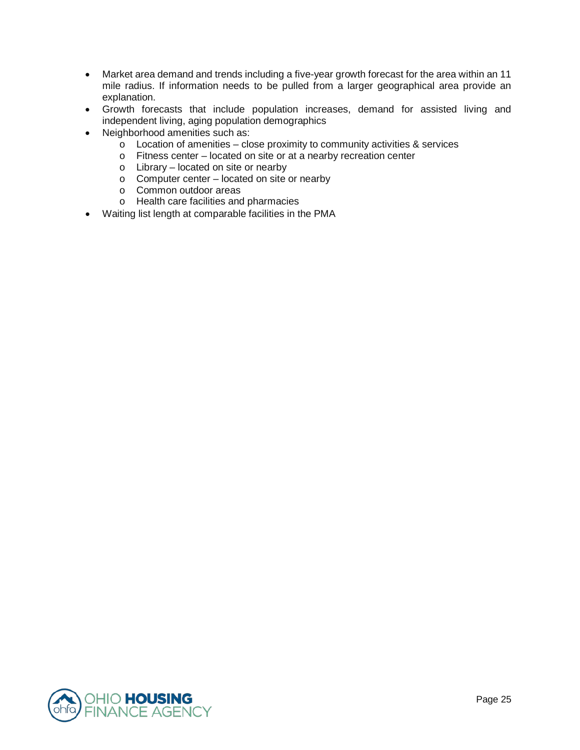- Market area demand and trends including a five-year growth forecast for the area within an 11 mile radius. If information needs to be pulled from a larger geographical area provide an explanation.
- Growth forecasts that include population increases, demand for assisted living and independent living, aging population demographics
- Neighborhood amenities such as:
  - Location of amenities – close proximity to community activities & services
  - Fitness center – located on site or at a nearby recreation center
  - Library – located on site or nearby
  - Computer center – located on site or nearby
  - Common outdoor areas
  - Health care facilities and pharmacies
- Waiting list length at comparable facilities in the PMA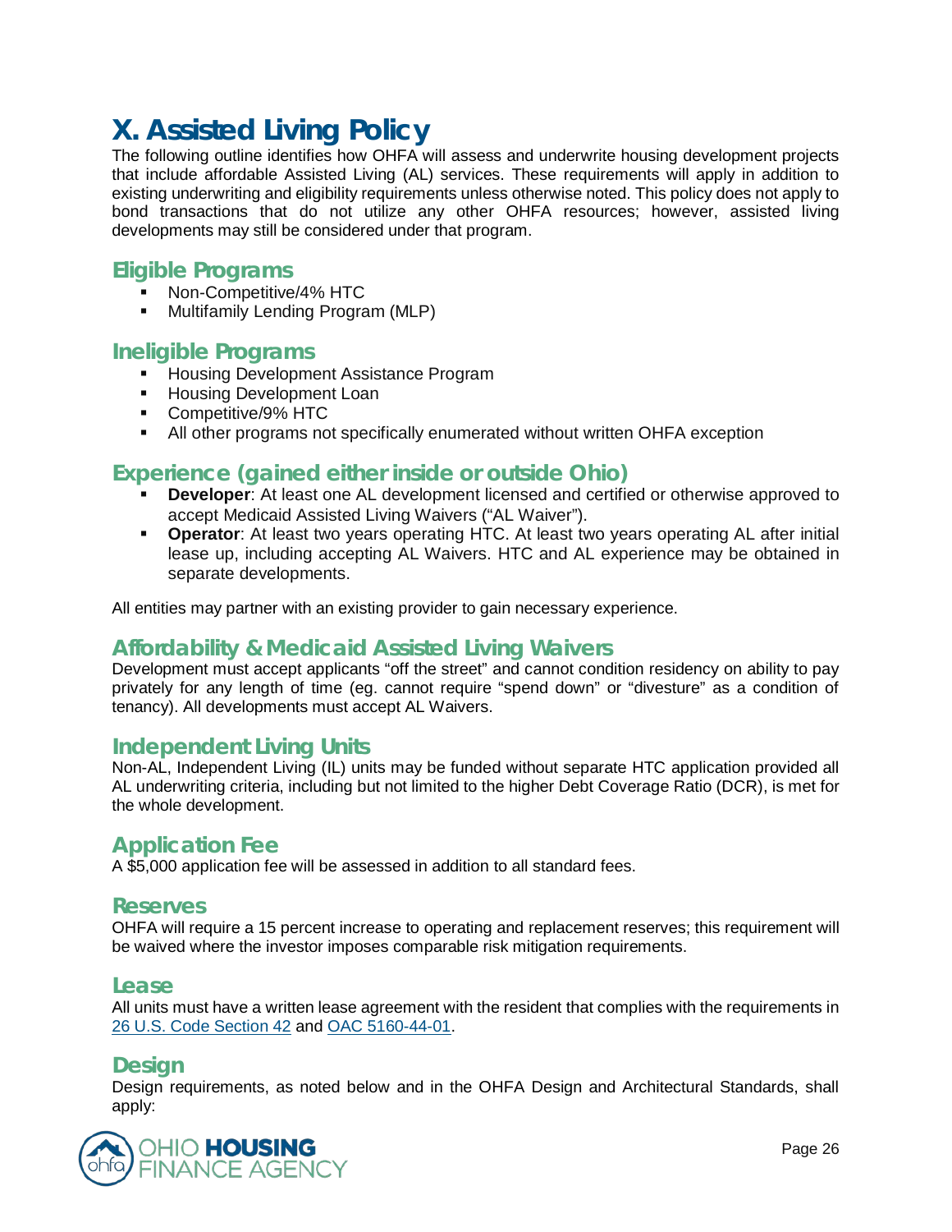# X. Assisted Living Policy

The following outline identifies how OHFA will assess and underwrite housing development projects that include affordable Assisted Living (AL) services. These requirements will apply in addition to existing underwriting and eligibility requirements unless otherwise noted. This policy does not apply to bond transactions that do not utilize any other OHFA resources; however, assisted living developments may still be considered under that program.

## Eligible Programs

- Non-Competitive/4% HTC
- Multifamily Lending Program (MLP)

## Ineligible Programs

- Housing Development Assistance Program
- Housing Development Loan
- Competitive/9% HTC
- All other programs not specifically enumerated without written OHFA exception

## Experience (gained either inside or outside Ohio)

- **Developer**: At least one AL development licensed and certified or otherwise approved to accept Medicaid Assisted Living Waivers ("AL Waiver").
- **Operator**: At least two years operating HTC. At least two years operating AL after initial lease up, including accepting AL Waivers. HTC and AL experience may be obtained in separate developments.

All entities may partner with an existing provider to gain necessary experience.

## Affordability & Medicaid Assisted Living Waivers

Development must accept applicants "off the street" and cannot condition residency on ability to pay privately for any length of time (eg. cannot require "spend down" or "divesture" as a condition of tenancy). All developments must accept AL Waivers.

## Independent Living Units

Non-AL, Independent Living (IL) units may be funded without separate HTC application provided all AL underwriting criteria, including but not limited to the higher Debt Coverage Ratio (DCR), is met for the whole development.

## Application Fee

A $5,000 application fee will be assessed in addition to all standard fees.

## Reserves

OHFA will require a 15 percent increase to operating and replacement reserves; this requirement will be waived where the investor imposes comparable risk mitigation requirements.

## Lease

All units must have a written lease agreement with the resident that complies with the requirements in 26 U.S. Code Section 42 and OAC 5160-44-01.

## Design

Design requirements, as noted below and in the OHFA Design and Architectural Standards, shall apply: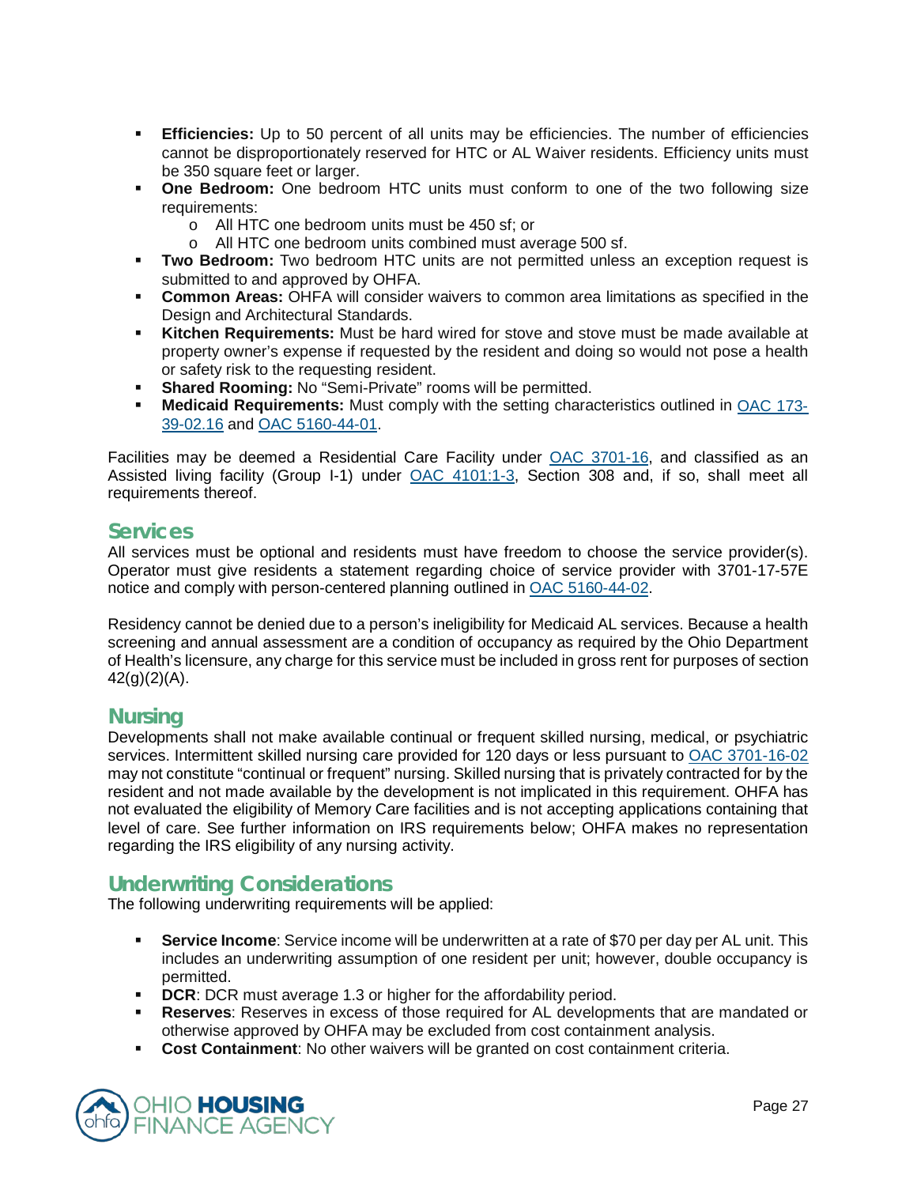- **Efficiencies:** Up to 50 percent of all units may be efficiencies. The number of efficiencies cannot be disproportionately reserved for HTC or AL Waiver residents. Efficiency units must be 350 square feet or larger.
- **One Bedroom:** One bedroom HTC units must conform to one of the two following size requirements:
  - All HTC one bedroom units must be 450 sf; or
  - All HTC one bedroom units combined must average 500 sf.
- **Two Bedroom:** Two bedroom HTC units are not permitted unless an exception request is submitted to and approved by OHFA.
- **Common Areas:** OHFA will consider waivers to common area limitations as specified in the Design and Architectural Standards.
- **Kitchen Requirements:** Must be hard wired for stove and stove must be made available at property owner's expense if requested by the resident and doing so would not pose a health or safety risk to the requesting resident.
- **Shared Rooming:** No "Semi-Private" rooms will be permitted.
- **Medicaid Requirements:** Must comply with the setting characteristics outlined in OAC 173-39-02.16 and OAC 5160-44-01.

Facilities may be deemed a Residential Care Facility under OAC 3701-16, and classified as an Assisted living facility (Group I-1) under OAC 4101:1-3, Section 308 and, if so, shall meet all requirements thereof.

## Services

All services must be optional and residents must have freedom to choose the service provider(s). Operator must give residents a statement regarding choice of service provider with 3701-17-57E notice and comply with person-centered planning outlined in OAC 5160-44-02.

Residency cannot be denied due to a person's ineligibility for Medicaid AL services. Because a health screening and annual assessment are a condition of occupancy as required by the Ohio Department of Health's licensure, any charge for this service must be included in gross rent for purposes of section 42(g)(2)(A).

## Nursing

Developments shall not make available continual or frequent skilled nursing, medical, or psychiatric services. Intermittent skilled nursing care provided for 120 days or less pursuant to OAC 3701-16-02 may not constitute "continual or frequent" nursing. Skilled nursing that is privately contracted for by the resident and not made available by the development is not implicated in this requirement. OHFA has not evaluated the eligibility of Memory Care facilities and is not accepting applications containing that level of care. See further information on IRS requirements below; OHFA makes no representation regarding the IRS eligibility of any nursing activity.

## Underwriting Considerations

The following underwriting requirements will be applied:

- **Service Income**: Service income will be underwritten at a rate of $70 per day per AL unit. This includes an underwriting assumption of one resident per unit; however, double occupancy is permitted.
- **DCR**: DCR must average 1.3 or higher for the affordability period.
- **Reserves**: Reserves in excess of those required for AL developments that are mandated or otherwise approved by OHFA may be excluded from cost containment analysis.
- **Cost Containment**: No other waivers will be granted on cost containment criteria.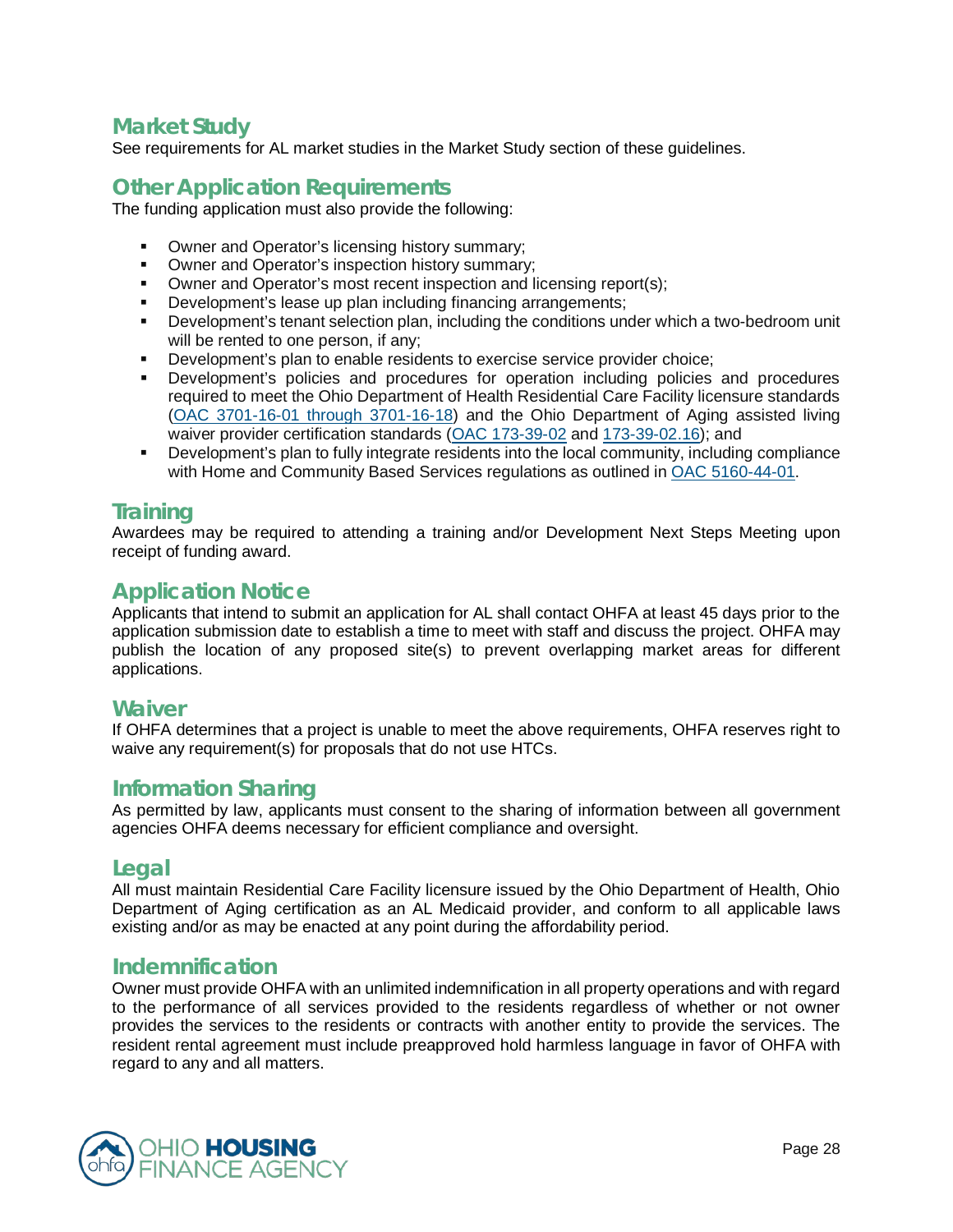## Market Study

See requirements for AL market studies in the Market Study section of these guidelines.

## Other Application Requirements

The funding application must also provide the following:

- Owner and Operator's licensing history summary;
- Owner and Operator's inspection history summary;
- Owner and Operator's most recent inspection and licensing report(s);
- Development's lease up plan including financing arrangements;
- Development's tenant selection plan, including the conditions under which a two-bedroom unit will be rented to one person, if any;
- Development's plan to enable residents to exercise service provider choice;
- Development's policies and procedures for operation including policies and procedures required to meet the Ohio Department of Health Residential Care Facility licensure standards (OAC 3701-16-01 through 3701-16-18) and the Ohio Department of Aging assisted living waiver provider certification standards (OAC 173-39-02 and 173-39-02.16); and
- Development's plan to fully integrate residents into the local community, including compliance with Home and Community Based Services regulations as outlined in OAC 5160-44-01.

## Training

Awardees may be required to attending a training and/or Development Next Steps Meeting upon receipt of funding award.

## Application Notice

Applicants that intend to submit an application for AL shall contact OHFA at least 45 days prior to the application submission date to establish a time to meet with staff and discuss the project. OHFA may publish the location of any proposed site(s) to prevent overlapping market areas for different applications.

## Waiver

If OHFA determines that a project is unable to meet the above requirements, OHFA reserves right to waive any requirement(s) for proposals that do not use HTCs.

## Information Sharing

As permitted by law, applicants must consent to the sharing of information between all government agencies OHFA deems necessary for efficient compliance and oversight.

## Legal

All must maintain Residential Care Facility licensure issued by the Ohio Department of Health, Ohio Department of Aging certification as an AL Medicaid provider, and conform to all applicable laws existing and/or as may be enacted at any point during the affordability period.

## Indemnification

Owner must provide OHFA with an unlimited indemnification in all property operations and with regard to the performance of all services provided to the residents regardless of whether or not owner provides the services to the residents or contracts with another entity to provide the services. The resident rental agreement must include preapproved hold harmless language in favor of OHFA with regard to any and all matters.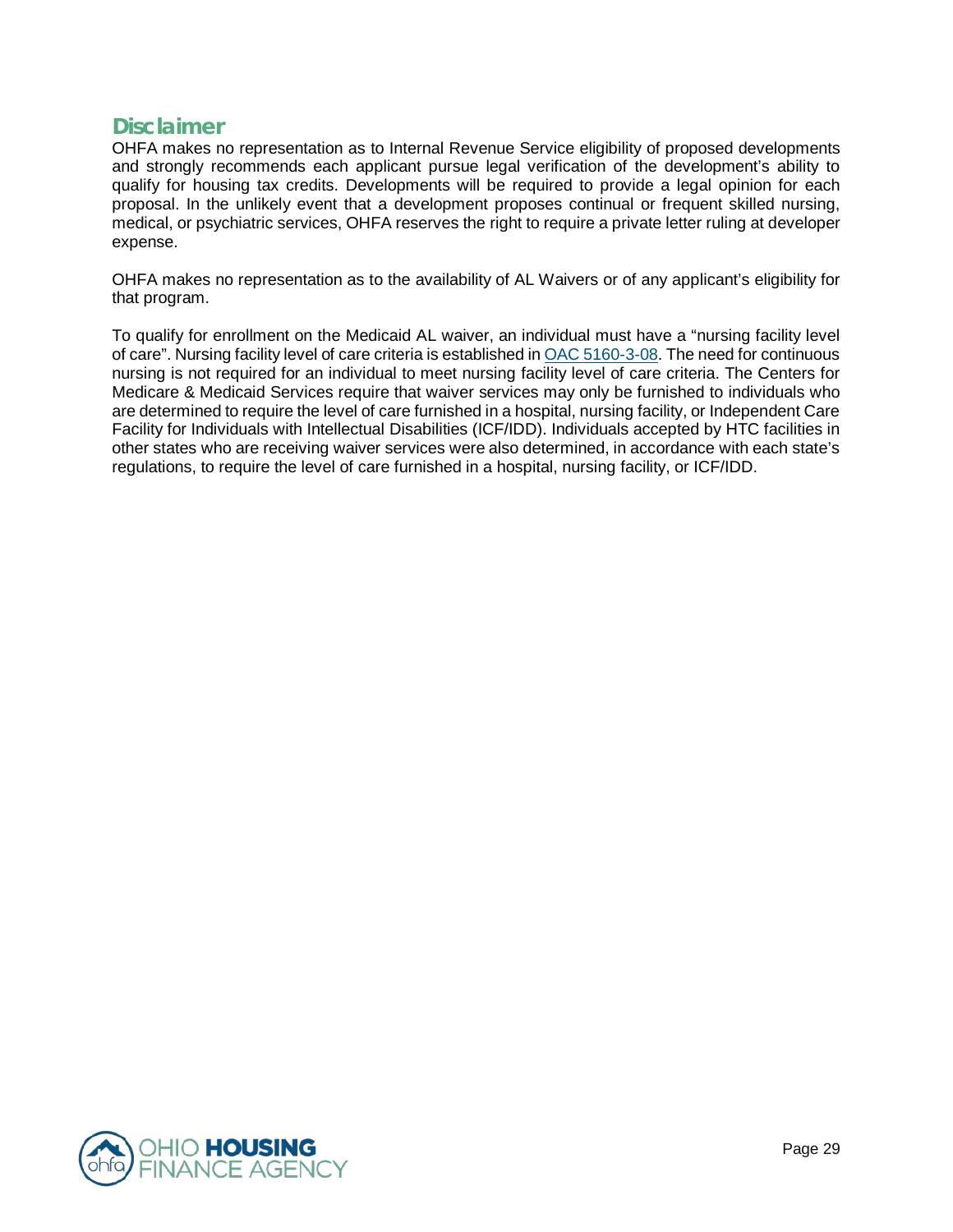## Disclaimer

OHFA makes no representation as to Internal Revenue Service eligibility of proposed developments and strongly recommends each applicant pursue legal verification of the development's ability to qualify for housing tax credits. Developments will be required to provide a legal opinion for each proposal. In the unlikely event that a development proposes continual or frequent skilled nursing, medical, or psychiatric services, OHFA reserves the right to require a private letter ruling at developer expense.

OHFA makes no representation as to the availability of AL Waivers or of any applicant's eligibility for that program.

To qualify for enrollment on the Medicaid AL waiver, an individual must have a "nursing facility level of care". Nursing facility level of care criteria is established in [OAC 5160-3-08](). The need for continuous nursing is not required for an individual to meet nursing facility level of care criteria. The Centers for Medicare & Medicaid Services require that waiver services may only be furnished to individuals who are determined to require the level of care furnished in a hospital, nursing facility, or Independent Care Facility for Individuals with Intellectual Disabilities (ICF/IDD). Individuals accepted by HTC facilities in other states who are receiving waiver services were also determined, in accordance with each state's regulations, to require the level of care furnished in a hospital, nursing facility, or ICF/IDD.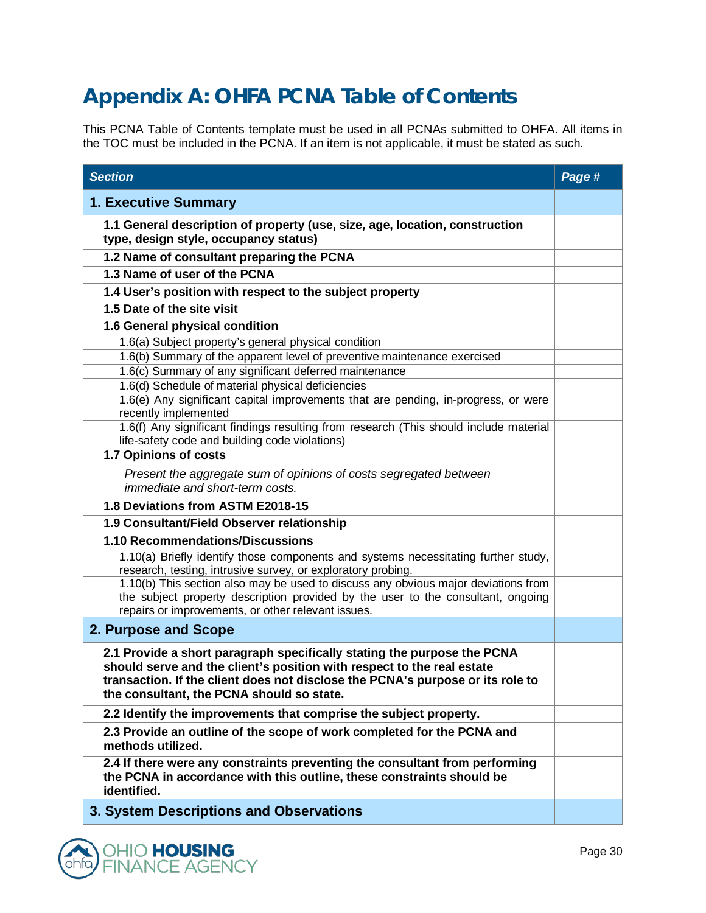# Appendix A: OHFA PCNA Table of Contents

This PCNA Table of Contents template must be used in all PCNAs submitted to OHFA. All items in the TOC must be included in the PCNA. If an item is not applicable, it must be stated as such.

| *Section* | *Page #* |
|---|---|
| **1. Executive Summary** | |
| **1.1 General description of property (use, size, age, location, construction type, design style, occupancy status)** | |
| **1.2 Name of consultant preparing the PCNA** | |
| **1.3 Name of user of the PCNA** | |
| **1.4 User's position with respect to the subject property** | |
| **1.5 Date of the site visit** | |
| **1.6 General physical condition** | |
| 1.6(a) Subject property's general physical condition | |
| 1.6(b) Summary of the apparent level of preventive maintenance exercised | |
| 1.6(c) Summary of any significant deferred maintenance | |
| 1.6(d) Schedule of material physical deficiencies | |
| 1.6(e) Any significant capital improvements that are pending, in-progress, or were recently implemented | |
| 1.6(f) Any significant findings resulting from research (This should include material life-safety code and building code violations) | |
| **1.7 Opinions of costs** | |
| *Present the aggregate sum of opinions of costs segregated between immediate and short-term costs.* | |
| **1.8 Deviations from ASTM E2018-15** | |
| **1.9 Consultant/Field Observer relationship** | |
| **1.10 Recommendations/Discussions** | |
| 1.10(a) Briefly identify those components and systems necessitating further study, research, testing, intrusive survey, or exploratory probing. | |
| 1.10(b) This section also may be used to discuss any obvious major deviations from the subject property description provided by the user to the consultant, ongoing repairs or improvements, or other relevant issues. | |
| **2. Purpose and Scope** | |
| **2.1 Provide a short paragraph specifically stating the purpose the PCNA should serve and the client's position with respect to the real estate transaction. If the client does not disclose the PCNA's purpose or its role to the consultant, the PCNA should so state.** | |
| **2.2 Identify the improvements that comprise the subject property.** | |
| **2.3 Provide an outline of the scope of work completed for the PCNA and methods utilized.** | |
| **2.4 If there were any constraints preventing the consultant from performing the PCNA in accordance with this outline, these constraints should be identified.** | |
| **3. System Descriptions and Observations** | |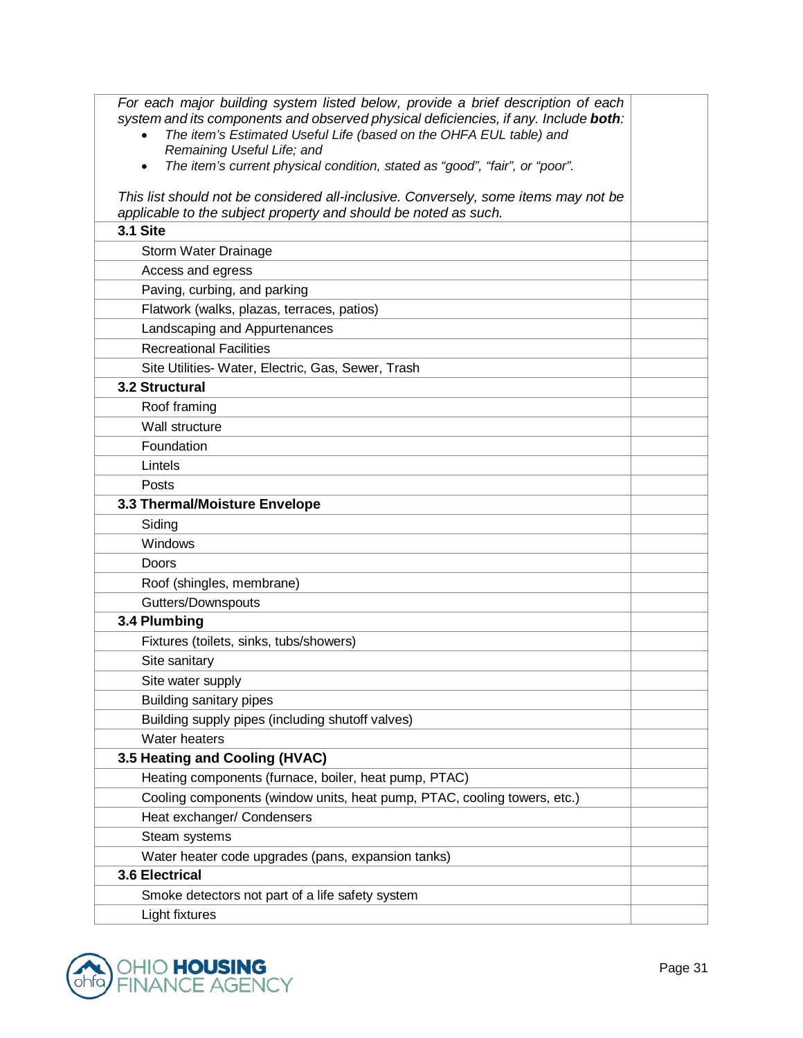| *For each major building system listed below, provide a brief description of each system and its components and observed physical deficiencies, if any. Include **both**:*<br>• *The item's Estimated Useful Life (based on the OHFA EUL table) and Remaining Useful Life; and*<br>• *The item's current physical condition, stated as "good", "fair", or "poor".*<br><br>*This list should not be considered all-inclusive. Conversely, some items may not be applicable to the subject property and should be noted as such.* | |
|---|---|
| **3.1 Site** | |
| Storm Water Drainage | |
| Access and egress | |
| Paving, curbing, and parking | |
| Flatwork (walks, plazas, terraces, patios) | |
| Landscaping and Appurtenances | |
| Recreational Facilities | |
| Site Utilities- Water, Electric, Gas, Sewer, Trash | |
| **3.2 Structural** | |
| Roof framing | |
| Wall structure | |
| Foundation | |
| Lintels | |
| Posts | |
| **3.3 Thermal/Moisture Envelope** | |
| Siding | |
| Windows | |
| Doors | |
| Roof (shingles, membrane) | |
| Gutters/Downspouts | |
| **3.4 Plumbing** | |
| Fixtures (toilets, sinks, tubs/showers) | |
| Site sanitary | |
| Site water supply | |
| Building sanitary pipes | |
| Building supply pipes (including shutoff valves) | |
| Water heaters | |
| **3.5 Heating and Cooling (HVAC)** | |
| Heating components (furnace, boiler, heat pump, PTAC) | |
| Cooling components (window units, heat pump, PTAC, cooling towers, etc.) | |
| Heat exchanger/ Condensers | |
| Steam systems | |
| Water heater code upgrades (pans, expansion tanks) | |
| **3.6 Electrical** | |
| Smoke detectors not part of a life safety system | |
| Light fixtures | |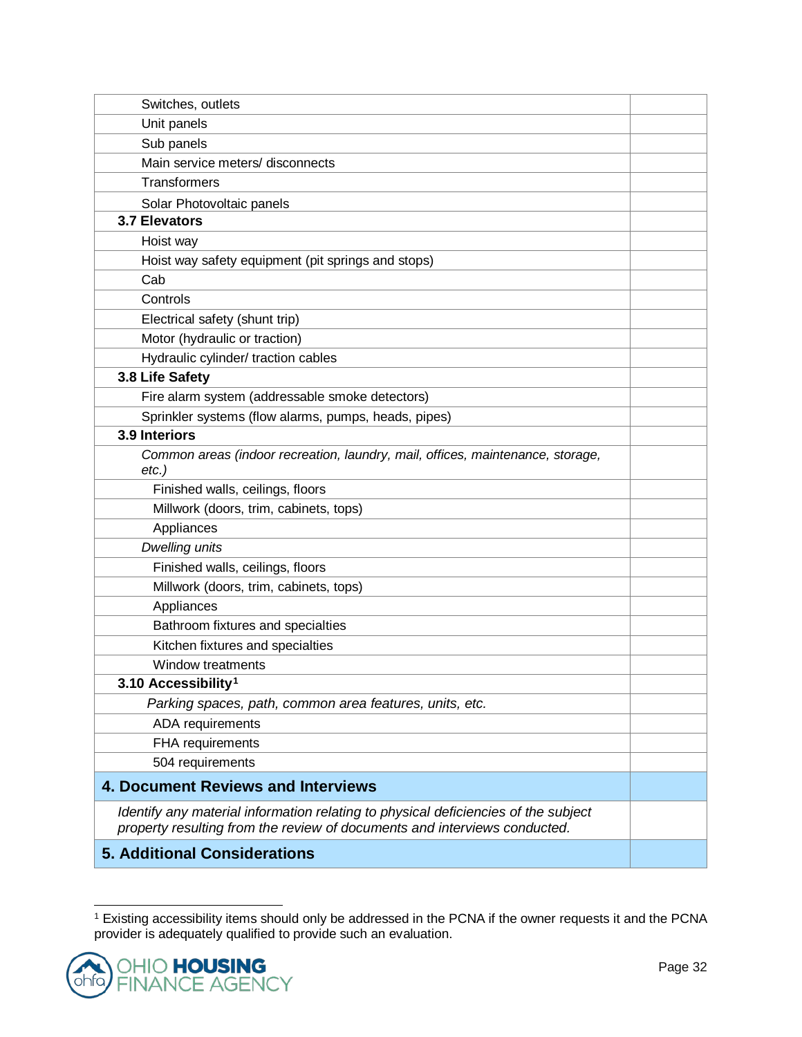| | |
|---|---|
| Switches, outlets | |
| Unit panels | |
| Sub panels | |
| Main service meters/ disconnects | |
| Transformers | |
| Solar Photovoltaic panels | |
| **3.7 Elevators** | |
| Hoist way | |
| Hoist way safety equipment (pit springs and stops) | |
| Cab | |
| Controls | |
| Electrical safety (shunt trip) | |
| Motor (hydraulic or traction) | |
| Hydraulic cylinder/ traction cables | |
| **3.8 Life Safety** | |
| Fire alarm system (addressable smoke detectors) | |
| Sprinkler systems (flow alarms, pumps, heads, pipes) | |
| **3.9 Interiors** | |
| *Common areas (indoor recreation, laundry, mail, offices, maintenance, storage, etc.)* | |
| Finished walls, ceilings, floors | |
| Millwork (doors, trim, cabinets, tops) | |
| Appliances | |
| *Dwelling units* | |
| Finished walls, ceilings, floors | |
| Millwork (doors, trim, cabinets, tops) | |
| Appliances | |
| Bathroom fixtures and specialties | |
| Kitchen fixtures and specialties | |
| Window treatments | |
| **3.10 Accessibility**[1] | |
| *Parking spaces, path, common area features, units, etc.* | |
| ADA requirements | |
| FHA requirements | |
| 504 requirements | |
| **4. Document Reviews and Interviews** | |
| *Identify any material information relating to physical deficiencies of the subject property resulting from the review of documents and interviews conducted.* | |
| **5. Additional Considerations** | |

[1] Existing accessibility items should only be addressed in the PCNA if the owner requests it and the PCNA provider is adequately qualified to provide such an evaluation.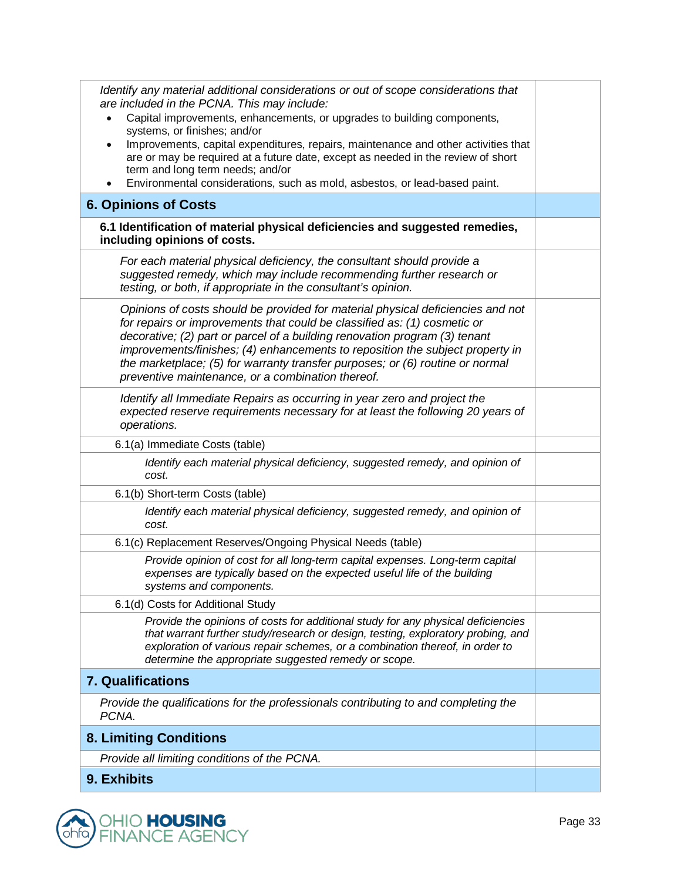| | |
|---|---|
| *Identify any material additional considerations or out of scope considerations that are included in the PCNA. This may include:*<br>• Capital improvements, enhancements, or upgrades to building components, systems, or finishes; and/or<br>• Improvements, capital expenditures, repairs, maintenance and other activities that are or may be required at a future date, except as needed in the review of short term and long term needs; and/or<br>• Environmental considerations, such as mold, asbestos, or lead-based paint. | |
| **6. Opinions of Costs** | |
| **6.1 Identification of material physical deficiencies and suggested remedies, including opinions of costs.** | |
| *For each material physical deficiency, the consultant should provide a suggested remedy, which may include recommending further research or testing, or both, if appropriate in the consultant's opinion.* | |
| *Opinions of costs should be provided for material physical deficiencies and not for repairs or improvements that could be classified as: (1) cosmetic or decorative; (2) part or parcel of a building renovation program (3) tenant improvements/finishes; (4) enhancements to reposition the subject property in the marketplace; (5) for warranty transfer purposes; or (6) routine or normal preventive maintenance, or a combination thereof.* | |
| *Identify all Immediate Repairs as occurring in year zero and project the expected reserve requirements necessary for at least the following 20 years of operations.* | |
| 6.1(a) Immediate Costs (table) | |
| *Identify each material physical deficiency, suggested remedy, and opinion of cost.* | |
| 6.1(b) Short-term Costs (table) | |
| *Identify each material physical deficiency, suggested remedy, and opinion of cost.* | |
| 6.1(c) Replacement Reserves/Ongoing Physical Needs (table) | |
| *Provide opinion of cost for all long-term capital expenses. Long-term capital expenses are typically based on the expected useful life of the building systems and components.* | |
| 6.1(d) Costs for Additional Study | |
| *Provide the opinions of costs for additional study for any physical deficiencies that warrant further study/research or design, testing, exploratory probing, and exploration of various repair schemes, or a combination thereof, in order to determine the appropriate suggested remedy or scope.* | |
| **7. Qualifications** | |
| *Provide the qualifications for the professionals contributing to and completing the PCNA.* | |
| **8. Limiting Conditions** | |
| *Provide all limiting conditions of the PCNA.* | |
| **9. Exhibits** | |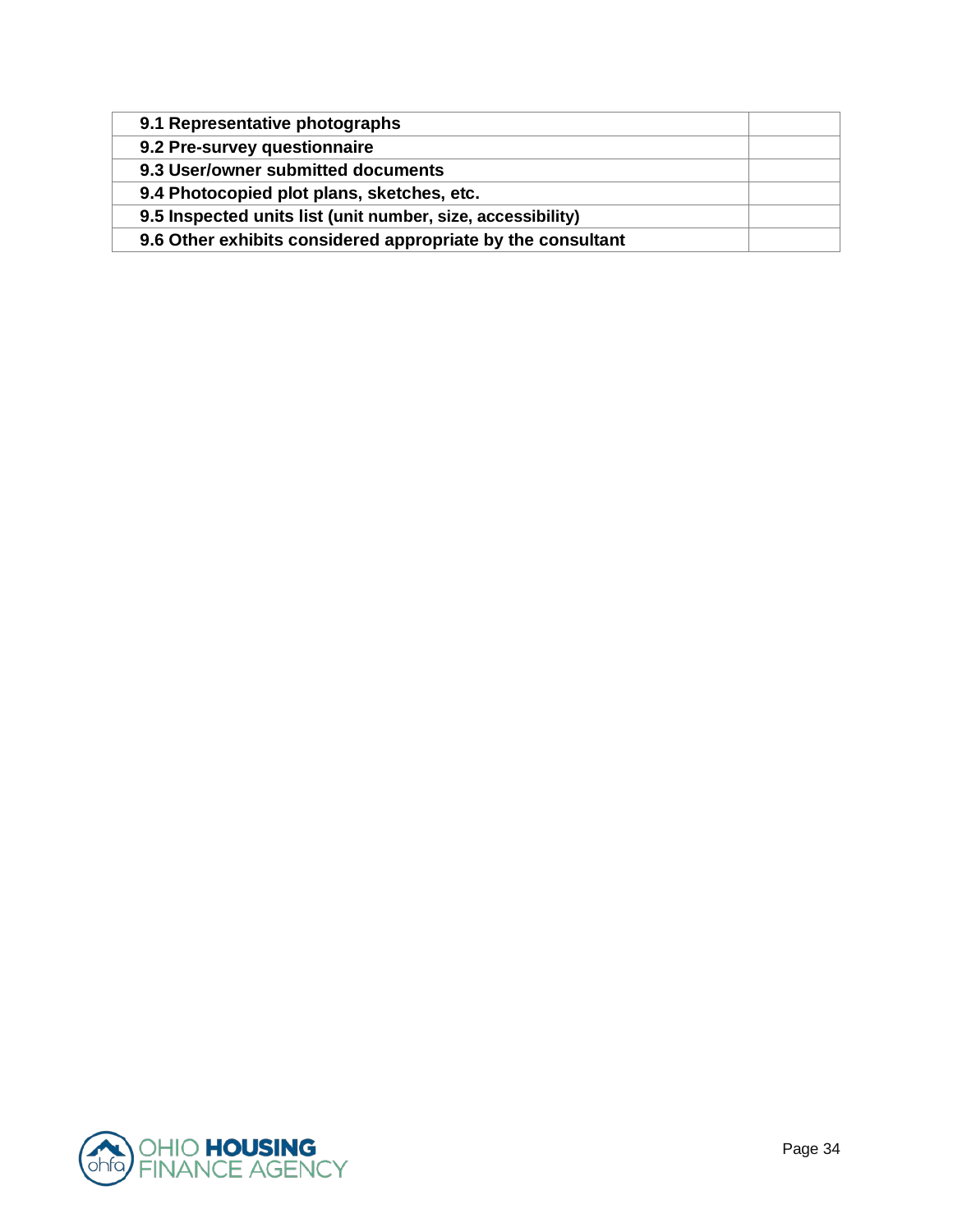| **9.1 Representative photographs** | |
|---|---|
| **9.2 Pre-survey questionnaire** | |
| **9.3 User/owner submitted documents** | |
| **9.4 Photocopied plot plans, sketches, etc.** | |
| **9.5 Inspected units list (unit number, size, accessibility)** | |
| **9.6 Other exhibits considered appropriate by the consultant** | |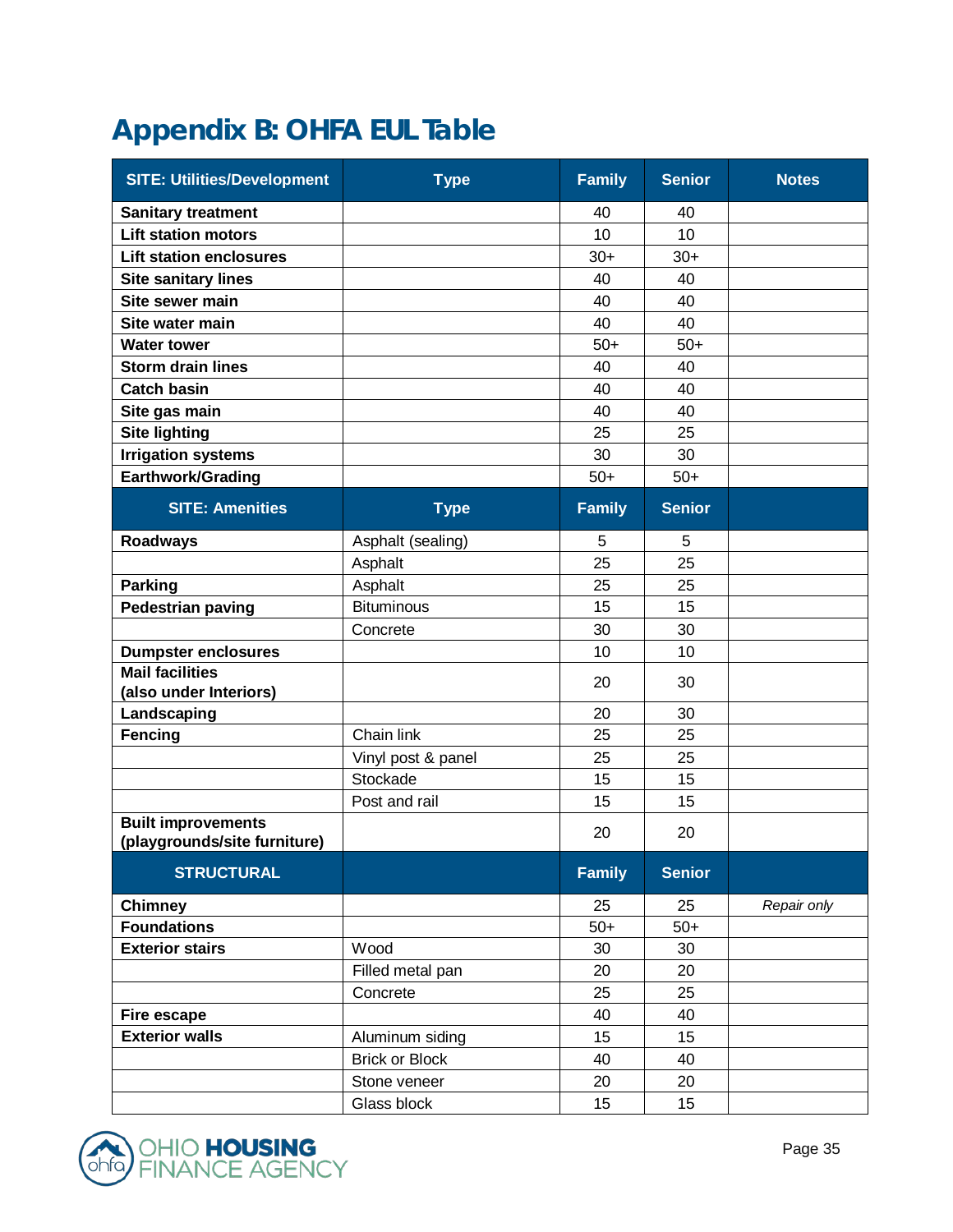# Appendix B: OHFA EUL Table

| SITE: Utilities/Development | Type | Family | Senior | Notes |
|---|---|---|---|---|
| **Sanitary treatment** | | 40 | 40 | |
| **Lift station motors** | | 10 | 10 | |
| **Lift station enclosures** | | 30+ | 30+ | |
| **Site sanitary lines** | | 40 | 40 | |
| **Site sewer main** | | 40 | 40 | |
| **Site water main** | | 40 | 40 | |
| **Water tower** | | 50+ | 50+ | |
| **Storm drain lines** | | 40 | 40 | |
| **Catch basin** | | 40 | 40 | |
| **Site gas main** | | 40 | 40 | |
| **Site lighting** | | 25 | 25 | |
| **Irrigation systems** | | 30 | 30 | |
| **Earthwork/Grading** | | 50+ | 50+ | |
| **SITE: Amenities** | **Type** | **Family** | **Senior** | |
| **Roadways** | Asphalt (sealing) | 5 | 5 | |
| | Asphalt | 25 | 25 | |
| **Parking** | Asphalt | 25 | 25 | |
| **Pedestrian paving** | Bituminous | 15 | 15 | |
| | Concrete | 30 | 30 | |
| **Dumpster enclosures** | | 10 | 10 | |
| **Mail facilities (also under Interiors)** | | 20 | 30 | |
| **Landscaping** | | 20 | 30 | |
| **Fencing** | Chain link | 25 | 25 | |
| | Vinyl post & panel | 25 | 25 | |
| | Stockade | 15 | 15 | |
| | Post and rail | 15 | 15 | |
| **Built improvements (playgrounds/site furniture)** | | 20 | 20 | |
| **STRUCTURAL** | | **Family** | **Senior** | |
| **Chimney** | | 25 | 25 | *Repair only* |
| **Foundations** | | 50+ | 50+ | |
| **Exterior stairs** | Wood | 30 | 30 | |
| | Filled metal pan | 20 | 20 | |
| | Concrete | 25 | 25 | |
| **Fire escape** | | 40 | 40 | |
| **Exterior walls** | Aluminum siding | 15 | 15 | |
| | Brick or Block | 40 | 40 | |
| | Stone veneer | 20 | 20 | |
| | Glass block | 15 | 15 | |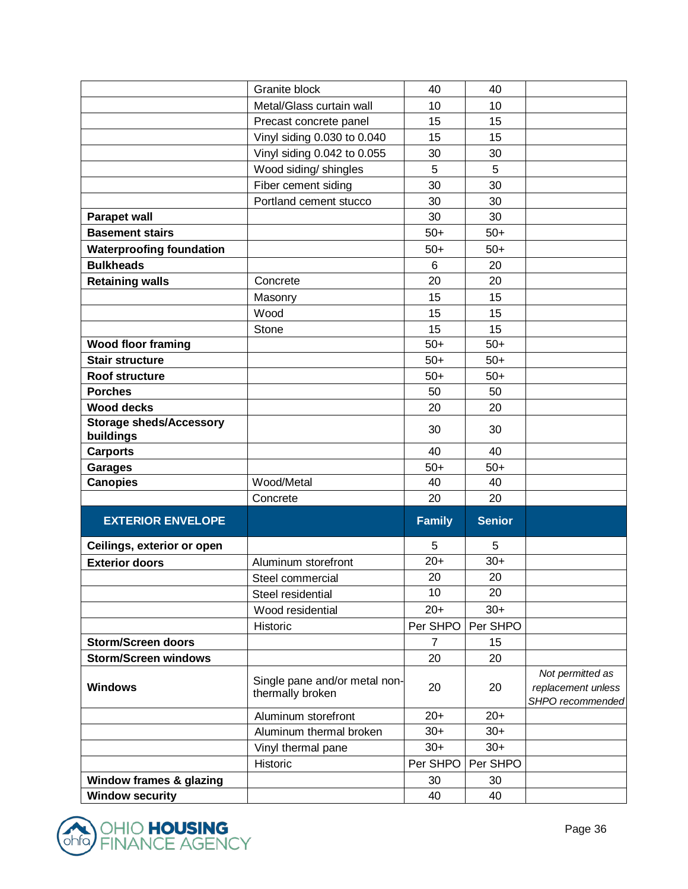| | | | | |
|---|---|---|---|---|
| | Granite block | 40 | 40 | |
| | Metal/Glass curtain wall | 10 | 10 | |
| | Precast concrete panel | 15 | 15 | |
| | Vinyl siding 0.030 to 0.040 | 15 | 15 | |
| | Vinyl siding 0.042 to 0.055 | 30 | 30 | |
| | Wood siding/ shingles | 5 | 5 | |
| | Fiber cement siding | 30 | 30 | |
| | Portland cement stucco | 30 | 30 | |
| **Parapet wall** | | 30 | 30 | |
| **Basement stairs** | | 50+ | 50+ | |
| **Waterproofing foundation** | | 50+ | 50+ | |
| **Bulkheads** | | 6 | 20 | |
| **Retaining walls** | Concrete | 20 | 20 | |
| | Masonry | 15 | 15 | |
| | Wood | 15 | 15 | |
| | Stone | 15 | 15 | |
| **Wood floor framing** | | 50+ | 50+ | |
| **Stair structure** | | 50+ | 50+ | |
| **Roof structure** | | 50+ | 50+ | |
| **Porches** | | 50 | 50 | |
| **Wood decks** | | 20 | 20 | |
| **Storage sheds/Accessory buildings** | | 30 | 30 | |
| **Carports** | | 40 | 40 | |
| **Garages** | | 50+ | 50+ | |
| **Canopies** | Wood/Metal | 40 | 40 | |
| | Concrete | 20 | 20 | |
| **EXTERIOR ENVELOPE** | | **Family** | **Senior** | |
| **Ceilings, exterior or open** | | 5 | 5 | |
| **Exterior doors** | Aluminum storefront | 20+ | 30+ | |
| | Steel commercial | 20 | 20 | |
| | Steel residential | 10 | 20 | |
| | Wood residential | 20+ | 30+ | |
| | Historic | Per SHPO | Per SHPO | |
| **Storm/Screen doors** | | 7 | 15 | |
| **Storm/Screen windows** | | 20 | 20 | |
| **Windows** | Single pane and/or metal non-thermally broken | 20 | 20 | *Not permitted as replacement unless SHPO recommended* |
| | Aluminum storefront | 20+ | 20+ | |
| | Aluminum thermal broken | 30+ | 30+ | |
| | Vinyl thermal pane | 30+ | 30+ | |
| | Historic | Per SHPO | Per SHPO | |
| **Window frames & glazing** | | 30 | 30 | |
| **Window security** | | 40 | 40 | |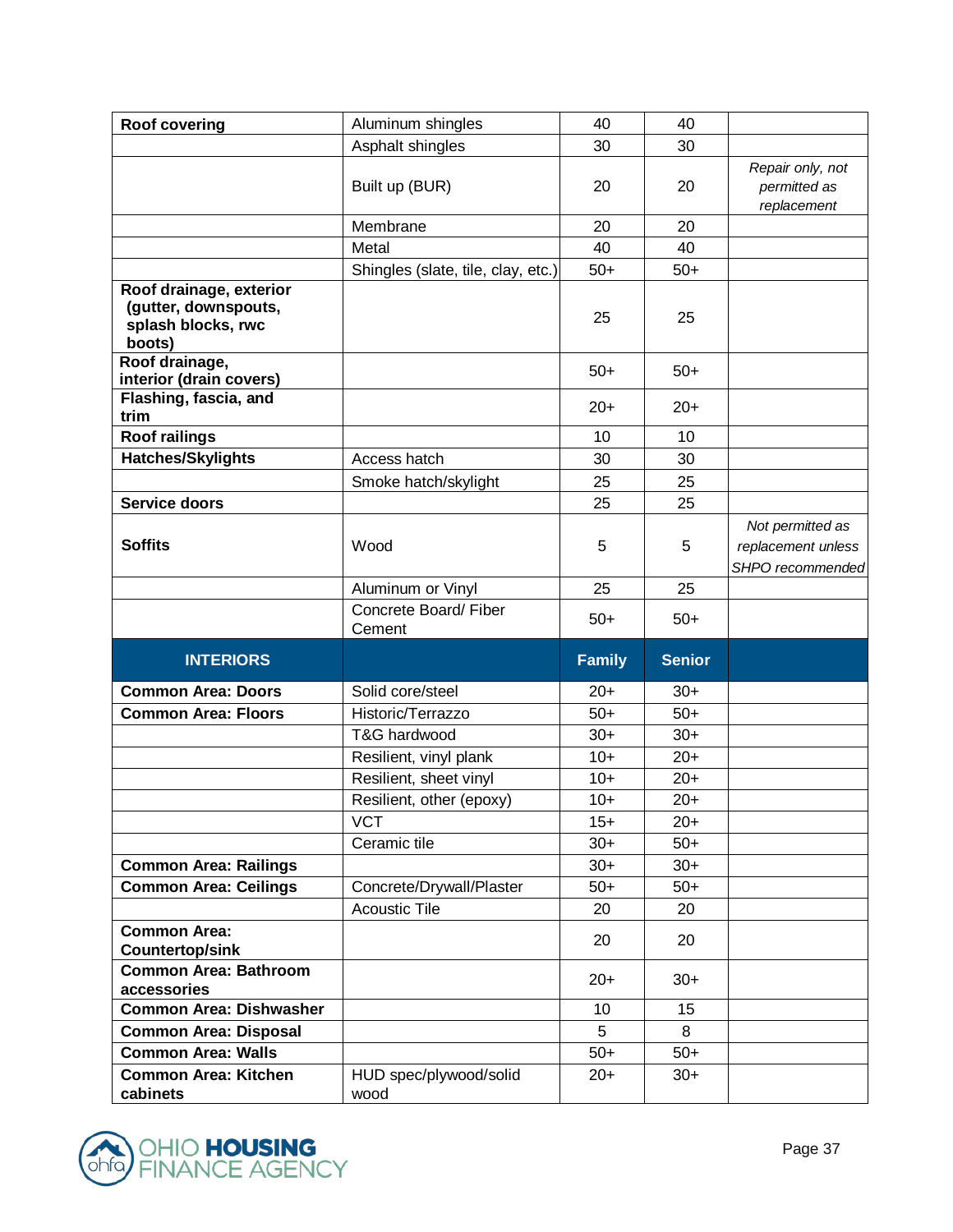| | | | | |
|---|---|---|---|---|
| **Roof covering** | Aluminum shingles | 40 | 40 | |
| | Asphalt shingles | 30 | 30 | |
| | Built up (BUR) | 20 | 20 | *Repair only, not permitted as replacement* |
| | Membrane | 20 | 20 | |
| | Metal | 40 | 40 | |
| | Shingles (slate, tile, clay, etc.) | 50+ | 50+ | |
| **Roof drainage, exterior (gutter, downspouts, splash blocks, rwc boots)** | | 25 | 25 | |
| **Roof drainage, interior (drain covers)** | | 50+ | 50+ | |
| **Flashing, fascia, and trim** | | 20+ | 20+ | |
| **Roof railings** | | 10 | 10 | |
| **Hatches/Skylights** | Access hatch | 30 | 30 | |
| | Smoke hatch/skylight | 25 | 25 | |
| **Service doors** | | 25 | 25 | |
| **Soffits** | Wood | 5 | 5 | *Not permitted as replacement unless SHPO recommended* |
| | Aluminum or Vinyl | 25 | 25 | |
| | Concrete Board/ Fiber Cement | 50+ | 50+ | |
| **INTERIORS** | | **Family** | **Senior** | |
| **Common Area: Doors** | Solid core/steel | 20+ | 30+ | |
| **Common Area: Floors** | Historic/Terrazzo | 50+ | 50+ | |
| | T&G hardwood | 30+ | 30+ | |
| | Resilient, vinyl plank | 10+ | 20+ | |
| | Resilient, sheet vinyl | 10+ | 20+ | |
| | Resilient, other (epoxy) | 10+ | 20+ | |
| | VCT | 15+ | 20+ | |
| | Ceramic tile | 30+ | 50+ | |
| **Common Area: Railings** | | 30+ | 30+ | |
| **Common Area: Ceilings** | Concrete/Drywall/Plaster | 50+ | 50+ | |
| | Acoustic Tile | 20 | 20 | |
| **Common Area: Countertop/sink** | | 20 | 20 | |
| **Common Area: Bathroom accessories** | | 20+ | 30+ | |
| **Common Area: Dishwasher** | | 10 | 15 | |
| **Common Area: Disposal** | | 5 | 8 | |
| **Common Area: Walls** | | 50+ | 50+ | |
| **Common Area: Kitchen cabinets** | HUD spec/plywood/solid wood | 20+ | 30+ | |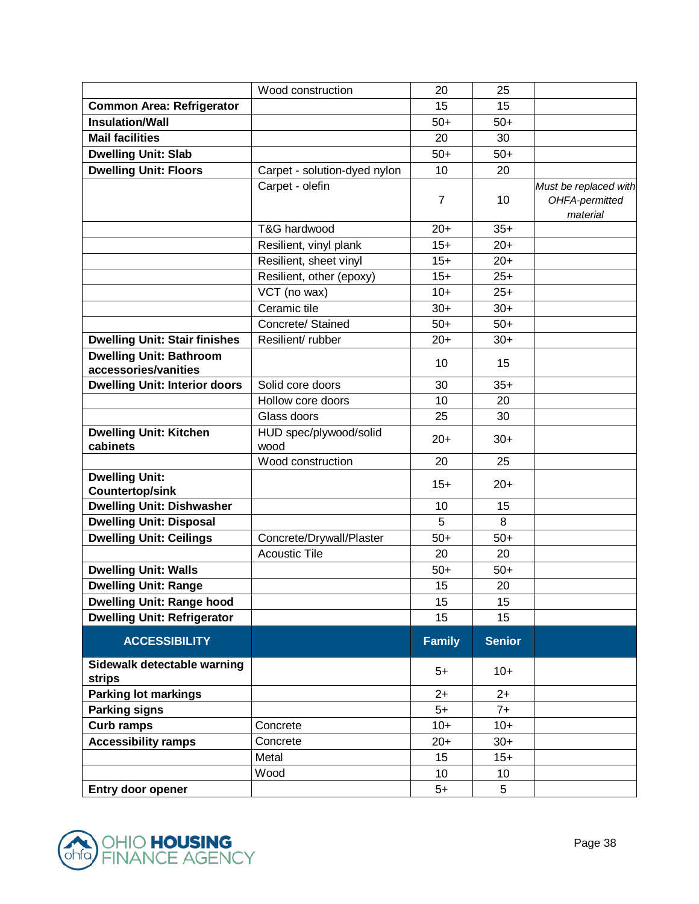| | | | | |
|---|---|---|---|---|
| | Wood construction | 20 | 25 | |
| **Common Area: Refrigerator** | | 15 | 15 | |
| **Insulation/Wall** | | 50+ | 50+ | |
| **Mail facilities** | | 20 | 30 | |
| **Dwelling Unit: Slab** | | 50+ | 50+ | |
| **Dwelling Unit: Floors** | Carpet - solution-dyed nylon | 10 | 20 | |
| | Carpet - olefin | 7 | 10 | *Must be replaced with OHFA-permitted material* |
| | T&G hardwood | 20+ | 35+ | |
| | Resilient, vinyl plank | 15+ | 20+ | |
| | Resilient, sheet vinyl | 15+ | 20+ | |
| | Resilient, other (epoxy) | 15+ | 25+ | |
| | VCT (no wax) | 10+ | 25+ | |
| | Ceramic tile | 30+ | 30+ | |
| | Concrete/ Stained | 50+ | 50+ | |
| **Dwelling Unit: Stair finishes** | Resilient/ rubber | 20+ | 30+ | |
| **Dwelling Unit: Bathroom accessories/vanities** | | 10 | 15 | |
| **Dwelling Unit: Interior doors** | Solid core doors | 30 | 35+ | |
| | Hollow core doors | 10 | 20 | |
| | Glass doors | 25 | 30 | |
| **Dwelling Unit: Kitchen cabinets** | HUD spec/plywood/solid wood | 20+ | 30+ | |
| | Wood construction | 20 | 25 | |
| **Dwelling Unit: Countertop/sink** | | 15+ | 20+ | |
| **Dwelling Unit: Dishwasher** | | 10 | 15 | |
| **Dwelling Unit: Disposal** | | 5 | 8 | |
| **Dwelling Unit: Ceilings** | Concrete/Drywall/Plaster | 50+ | 50+ | |
| | Acoustic Tile | 20 | 20 | |
| **Dwelling Unit: Walls** | | 50+ | 50+ | |
| **Dwelling Unit: Range** | | 15 | 20 | |
| **Dwelling Unit: Range hood** | | 15 | 15 | |
| **Dwelling Unit: Refrigerator** | | 15 | 15 | |
| **ACCESSIBILITY** | | **Family** | **Senior** | |
| **Sidewalk detectable warning strips** | | 5+ | 10+ | |
| **Parking lot markings** | | 2+ | 2+ | |
| **Parking signs** | | 5+ | 7+ | |
| **Curb ramps** | Concrete | 10+ | 10+ | |
| **Accessibility ramps** | Concrete | 20+ | 30+ | |
| | Metal | 15 | 15+ | |
| | Wood | 10 | 10 | |
| **Entry door opener** | | 5+ | 5 | |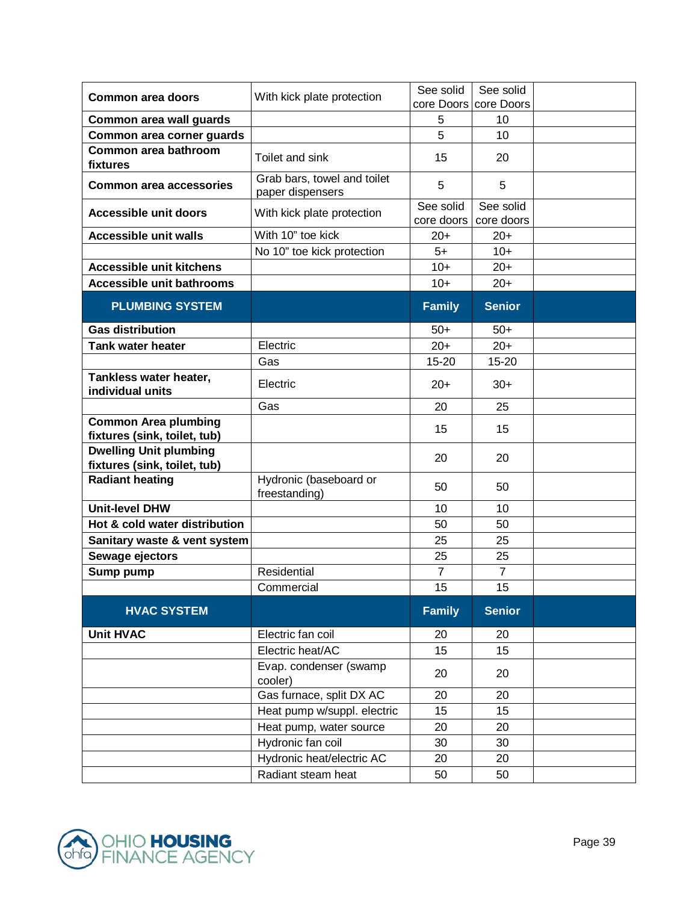| Common area doors | With kick plate protection | See solid core Doors | See solid core Doors | |
|---|---|---|---|---|
| **Common area wall guards** | | 5 | 10 | |
| **Common area corner guards** | | 5 | 10 | |
| **Common area bathroom fixtures** | Toilet and sink | 15 | 20 | |
| **Common area accessories** | Grab bars, towel and toilet paper dispensers | 5 | 5 | |
| **Accessible unit doors** | With kick plate protection | See solid core doors | See solid core doors | |
| **Accessible unit walls** | With 10" toe kick | 20+ | 20+ | |
| | No 10" toe kick protection | 5+ | 10+ | |
| **Accessible unit kitchens** | | 10+ | 20+ | |
| **Accessible unit bathrooms** | | 10+ | 20+ | |
| **PLUMBING SYSTEM** | | **Family** | **Senior** | |
| **Gas distribution** | | 50+ | 50+ | |
| **Tank water heater** | Electric | 20+ | 20+ | |
| | Gas | 15-20 | 15-20 | |
| **Tankless water heater, individual units** | Electric | 20+ | 30+ | |
| | Gas | 20 | 25 | |
| **Common Area plumbing fixtures (sink, toilet, tub)** | | 15 | 15 | |
| **Dwelling Unit plumbing fixtures (sink, toilet, tub)** | | 20 | 20 | |
| **Radiant heating** | Hydronic (baseboard or freestanding) | 50 | 50 | |
| **Unit-level DHW** | | 10 | 10 | |
| **Hot & cold water distribution** | | 50 | 50 | |
| **Sanitary waste & vent system** | | 25 | 25 | |
| **Sewage ejectors** | | 25 | 25 | |
| **Sump pump** | Residential | 7 | 7 | |
| | Commercial | 15 | 15 | |
| **HVAC SYSTEM** | | **Family** | **Senior** | |
| **Unit HVAC** | Electric fan coil | 20 | 20 | |
| | Electric heat/AC | 15 | 15 | |
| | Evap. condenser (swamp cooler) | 20 | 20 | |
| | Gas furnace, split DX AC | 20 | 20 | |
| | Heat pump w/suppl. electric | 15 | 15 | |
| | Heat pump, water source | 20 | 20 | |
| | Hydronic fan coil | 30 | 30 | |
| | Hydronic heat/electric AC | 20 | 20 | |
| | Radiant steam heat | 50 | 50 | |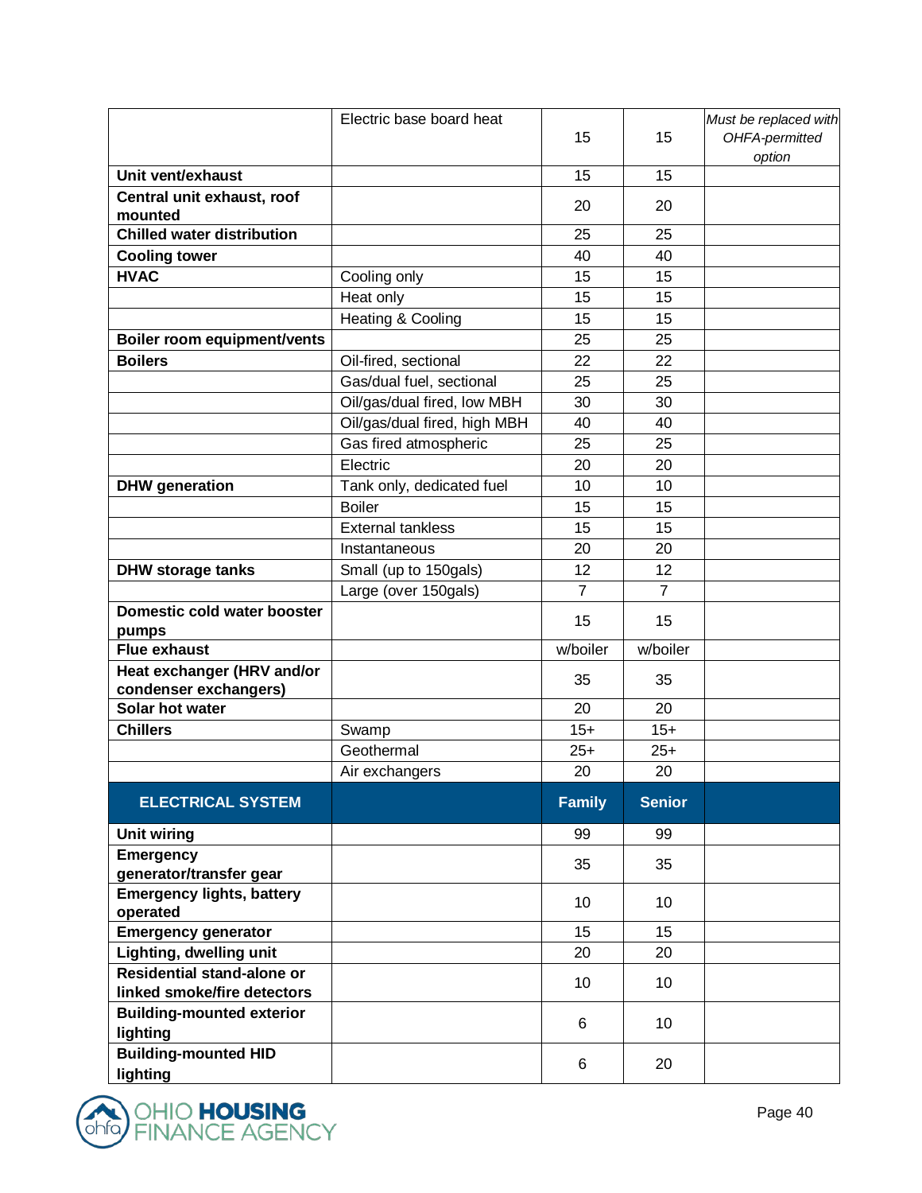| | | | | |
|---|---|---|---|---|
| | Electric base board heat | 15 | 15 | *Must be replaced with OHFA-permitted option* |
| **Unit vent/exhaust** | | 15 | 15 | |
| **Central unit exhaust, roof mounted** | | 20 | 20 | |
| **Chilled water distribution** | | 25 | 25 | |
| **Cooling tower** | | 40 | 40 | |
| **HVAC** | Cooling only | 15 | 15 | |
| | Heat only | 15 | 15 | |
| | Heating & Cooling | 15 | 15 | |
| **Boiler room equipment/vents** | | 25 | 25 | |
| **Boilers** | Oil-fired, sectional | 22 | 22 | |
| | Gas/dual fuel, sectional | 25 | 25 | |
| | Oil/gas/dual fired, low MBH | 30 | 30 | |
| | Oil/gas/dual fired, high MBH | 40 | 40 | |
| | Gas fired atmospheric | 25 | 25 | |
| | Electric | 20 | 20 | |
| **DHW generation** | Tank only, dedicated fuel | 10 | 10 | |
| | Boiler | 15 | 15 | |
| | External tankless | 15 | 15 | |
| | Instantaneous | 20 | 20 | |
| **DHW storage tanks** | Small (up to 150gals) | 12 | 12 | |
| | Large (over 150gals) | 7 | 7 | |
| **Domestic cold water booster pumps** | | 15 | 15 | |
| **Flue exhaust** | | w/boiler | w/boiler | |
| **Heat exchanger (HRV and/or condenser exchangers)** | | 35 | 35 | |
| **Solar hot water** | | 20 | 20 | |
| **Chillers** | Swamp | 15+ | 15+ | |
| | Geothermal | 25+ | 25+ | |
| | Air exchangers | 20 | 20 | |
| **ELECTRICAL SYSTEM** | | **Family** | **Senior** | |
| **Unit wiring** | | 99 | 99 | |
| **Emergency generator/transfer gear** | | 35 | 35 | |
| **Emergency lights, battery operated** | | 10 | 10 | |
| **Emergency generator** | | 15 | 15 | |
| **Lighting, dwelling unit** | | 20 | 20 | |
| **Residential stand-alone or linked smoke/fire detectors** | | 10 | 10 | |
| **Building-mounted exterior lighting** | | 6 | 10 | |
| **Building-mounted HID lighting** | | 6 | 20 | |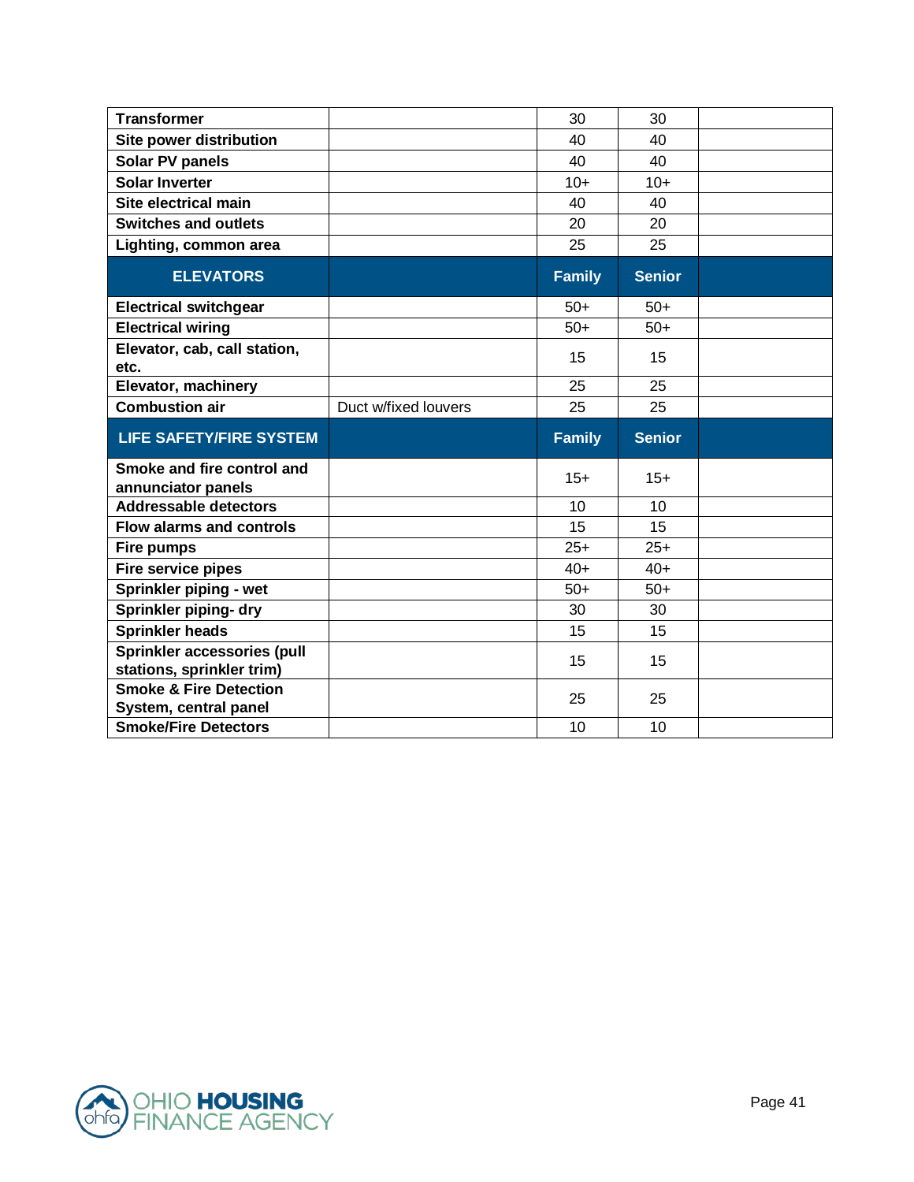| | | | | |
|---|---|---|---|---|
| **Transformer** | | 30 | 30 | |
| **Site power distribution** | | 40 | 40 | |
| **Solar PV panels** | | 40 | 40 | |
| **Solar Inverter** | | 10+ | 10+ | |
| **Site electrical main** | | 40 | 40 | |
| **Switches and outlets** | | 20 | 20 | |
| **Lighting, common area** | | 25 | 25 | |
| **ELEVATORS** | | **Family** | **Senior** | |
| **Electrical switchgear** | | 50+ | 50+ | |
| **Electrical wiring** | | 50+ | 50+ | |
| **Elevator, cab, call station, etc.** | | 15 | 15 | |
| **Elevator, machinery** | | 25 | 25 | |
| **Combustion air** | Duct w/fixed louvers | 25 | 25 | |
| **LIFE SAFETY/FIRE SYSTEM** | | **Family** | **Senior** | |
| **Smoke and fire control and annunciator panels** | | 15+ | 15+ | |
| **Addressable detectors** | | 10 | 10 | |
| **Flow alarms and controls** | | 15 | 15 | |
| **Fire pumps** | | 25+ | 25+ | |
| **Fire service pipes** | | 40+ | 40+ | |
| **Sprinkler piping - wet** | | 50+ | 50+ | |
| **Sprinkler piping- dry** | | 30 | 30 | |
| **Sprinkler heads** | | 15 | 15 | |
| **Sprinkler accessories (pull stations, sprinkler trim)** | | 15 | 15 | |
| **Smoke & Fire Detection System, central panel** | | 25 | 25 | |
| **Smoke/Fire Detectors** | | 10 | 10 | |